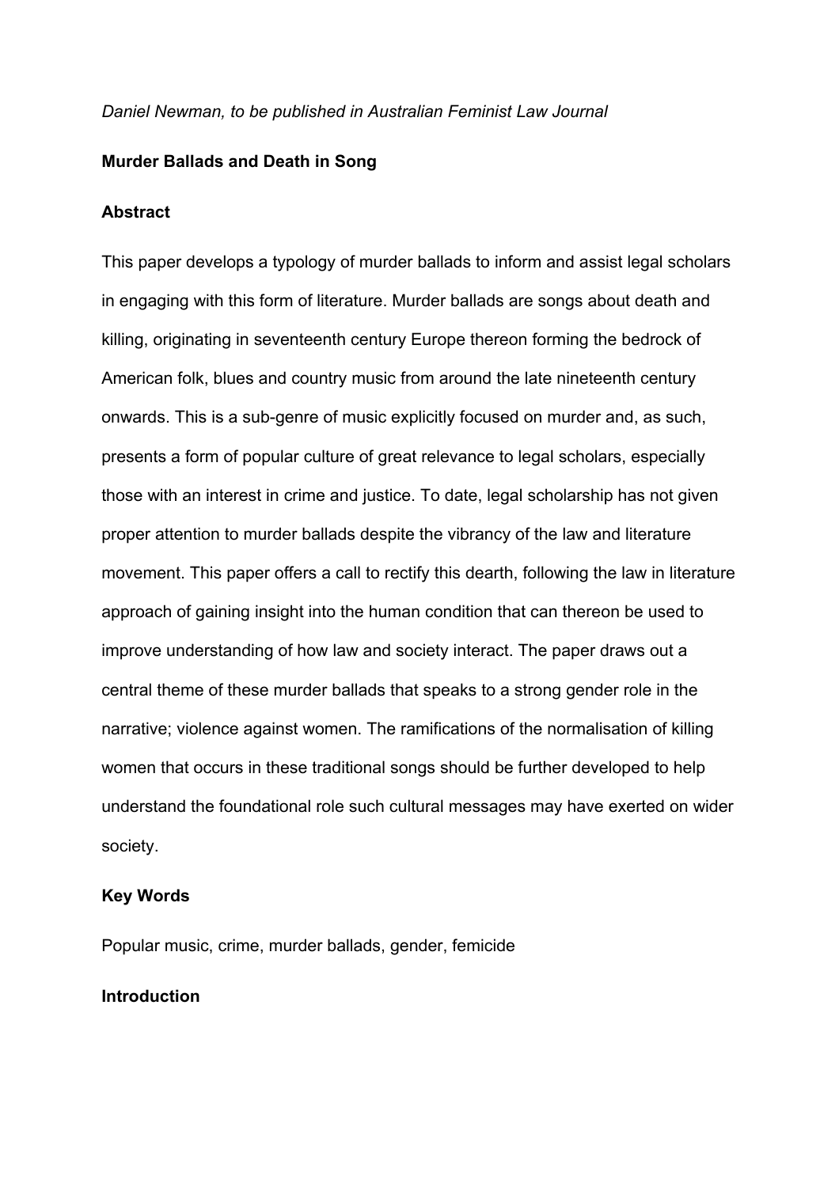*Daniel Newman, to be published in Australian Feminist Law Journal*

# Murder Ballads and Death in Song

## Abstract

This paper develops a typology of murder ballads to inform and assist legal scholars in engaging with this form of literature. Murder ballads are songs about death and killing, originating in seventeenth century Europe thereon forming the bedrock of American folk, blues and country music from around the late nineteenth century onwards. This is a sub-genre of music explicitly focused on murder and, as such, presents a form of popular culture of great relevance to legal scholars, especially those with an interest in crime and justice. To date, legal scholarship has not given proper attention to murder ballads despite the vibrancy of the law and literature movement. This paper offers a call to rectify this dearth, following the law in literature approach of gaining insight into the human condition that can thereon be used to improve understanding of how law and society interact. The paper draws out a central theme of these murder ballads that speaks to a strong gender role in the narrative; violence against women. The ramifications of the normalisation of killing women that occurs in these traditional songs should be further developed to help understand the foundational role such cultural messages may have exerted on wider society.

## Key Words

Popular music, crime, murder ballads, gender, femicide

## Introduction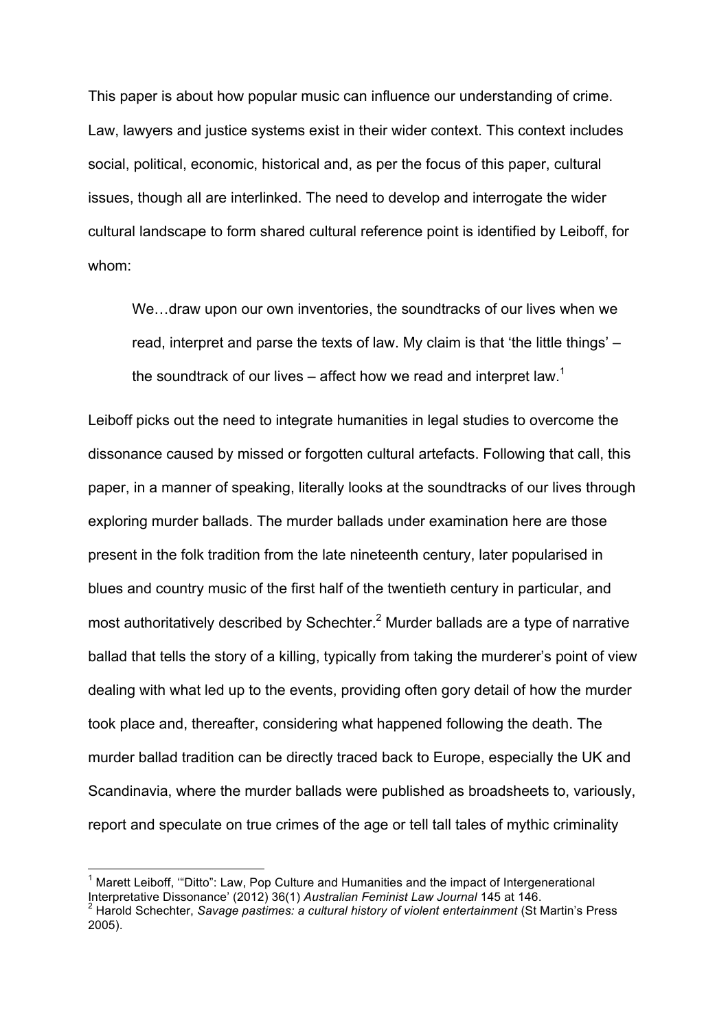This paper is about how popular music can influence our understanding of crime. Law, lawyers and justice systems exist in their wider context. This context includes social, political, economic, historical and, as per the focus of this paper, cultural issues, though all are interlinked. The need to develop and interrogate the wider cultural landscape to form shared cultural reference point is identified by Leiboff, for whom:

> We…draw upon our own inventories, the soundtracks of our lives when we read, interpret and parse the texts of law. My claim is that 'the little things' – the soundtrack of our lives – affect how we read and interpret law.[1]

Leiboff picks out the need to integrate humanities in legal studies to overcome the dissonance caused by missed or forgotten cultural artefacts. Following that call, this paper, in a manner of speaking, literally looks at the soundtracks of our lives through exploring murder ballads. The murder ballads under examination here are those present in the folk tradition from the late nineteenth century, later popularised in blues and country music of the first half of the twentieth century in particular, and most authoritatively described by Schechter.[2] Murder ballads are a type of narrative ballad that tells the story of a killing, typically from taking the murderer's point of view dealing with what led up to the events, providing often gory detail of how the murder took place and, thereafter, considering what happened following the death. The murder ballad tradition can be directly traced back to Europe, especially the UK and Scandinavia, where the murder ballads were published as broadsheets to, variously, report and speculate on true crimes of the age or tell tall tales of mythic criminality

---

[1] Marett Leiboff, '"Ditto": Law, Pop Culture and Humanities and the impact of Intergenerational Interpretative Dissonance' (2012) 36(1) *Australian Feminist Law Journal* 145 at 146.

[2] Harold Schechter, *Savage pastimes: a cultural history of violent entertainment* (St Martin's Press 2005).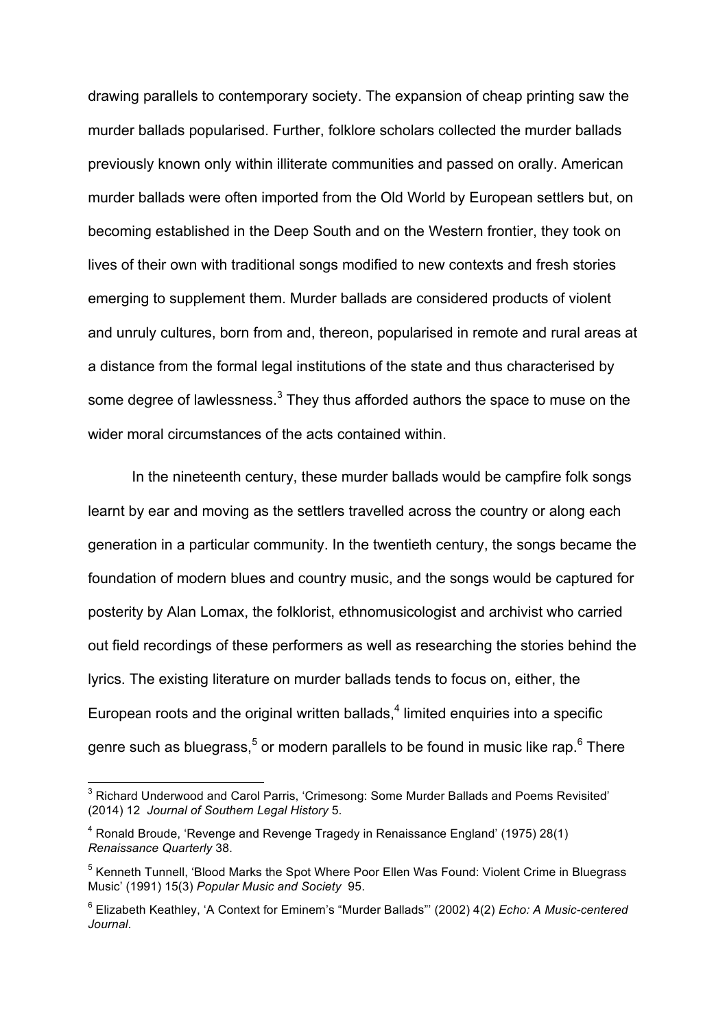drawing parallels to contemporary society. The expansion of cheap printing saw the murder ballads popularised. Further, folklore scholars collected the murder ballads previously known only within illiterate communities and passed on orally. American murder ballads were often imported from the Old World by European settlers but, on becoming established in the Deep South and on the Western frontier, they took on lives of their own with traditional songs modified to new contexts and fresh stories emerging to supplement them. Murder ballads are considered products of violent and unruly cultures, born from and, thereon, popularised in remote and rural areas at a distance from the formal legal institutions of the state and thus characterised by some degree of lawlessness.[3] They thus afforded authors the space to muse on the wider moral circumstances of the acts contained within.

In the nineteenth century, these murder ballads would be campfire folk songs learnt by ear and moving as the settlers travelled across the country or along each generation in a particular community. In the twentieth century, the songs became the foundation of modern blues and country music, and the songs would be captured for posterity by Alan Lomax, the folklorist, ethnomusicologist and archivist who carried out field recordings of these performers as well as researching the stories behind the lyrics. The existing literature on murder ballads tends to focus on, either, the European roots and the original written ballads,[4] limited enquiries into a specific genre such as bluegrass,[5] or modern parallels to be found in music like rap.[6] There

---

[3] Richard Underwood and Carol Parris, 'Crimesong: Some Murder Ballads and Poems Revisited' (2014) 12 *Journal of Southern Legal History* 5.

[4] Ronald Broude, 'Revenge and Revenge Tragedy in Renaissance England' (1975) 28(1) *Renaissance Quarterly* 38.

[5] Kenneth Tunnell, 'Blood Marks the Spot Where Poor Ellen Was Found: Violent Crime in Bluegrass Music' (1991) 15(3) *Popular Music and Society* 95.

[6] Elizabeth Keathley, 'A Context for Eminem's "Murder Ballads"' (2002) 4(2) *Echo: A Music-centered Journal*.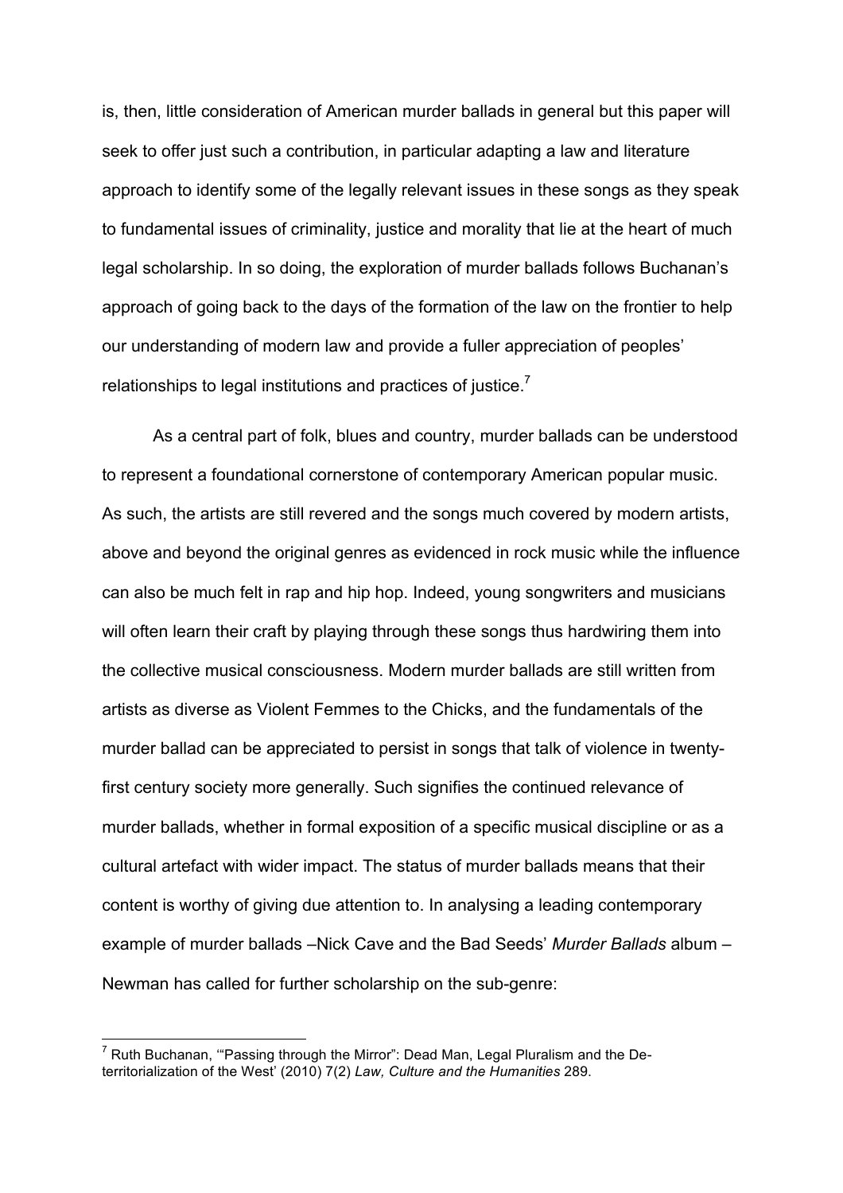is, then, little consideration of American murder ballads in general but this paper will seek to offer just such a contribution, in particular adapting a law and literature approach to identify some of the legally relevant issues in these songs as they speak to fundamental issues of criminality, justice and morality that lie at the heart of much legal scholarship. In so doing, the exploration of murder ballads follows Buchanan's approach of going back to the days of the formation of the law on the frontier to help our understanding of modern law and provide a fuller appreciation of peoples' relationships to legal institutions and practices of justice.[7]

As a central part of folk, blues and country, murder ballads can be understood to represent a foundational cornerstone of contemporary American popular music. As such, the artists are still revered and the songs much covered by modern artists, above and beyond the original genres as evidenced in rock music while the influence can also be much felt in rap and hip hop. Indeed, young songwriters and musicians will often learn their craft by playing through these songs thus hardwiring them into the collective musical consciousness. Modern murder ballads are still written from artists as diverse as Violent Femmes to the Chicks, and the fundamentals of the murder ballad can be appreciated to persist in songs that talk of violence in twenty-first century society more generally. Such signifies the continued relevance of murder ballads, whether in formal exposition of a specific musical discipline or as a cultural artefact with wider impact. The status of murder ballads means that their content is worthy of giving due attention to. In analysing a leading contemporary example of murder ballads –Nick Cave and the Bad Seeds' *Murder Ballads* album – Newman has called for further scholarship on the sub-genre:

[7] Ruth Buchanan, '"Passing through the Mirror": Dead Man, Legal Pluralism and the Deterritorialization of the West' (2010) 7(2) *Law, Culture and the Humanities* 289.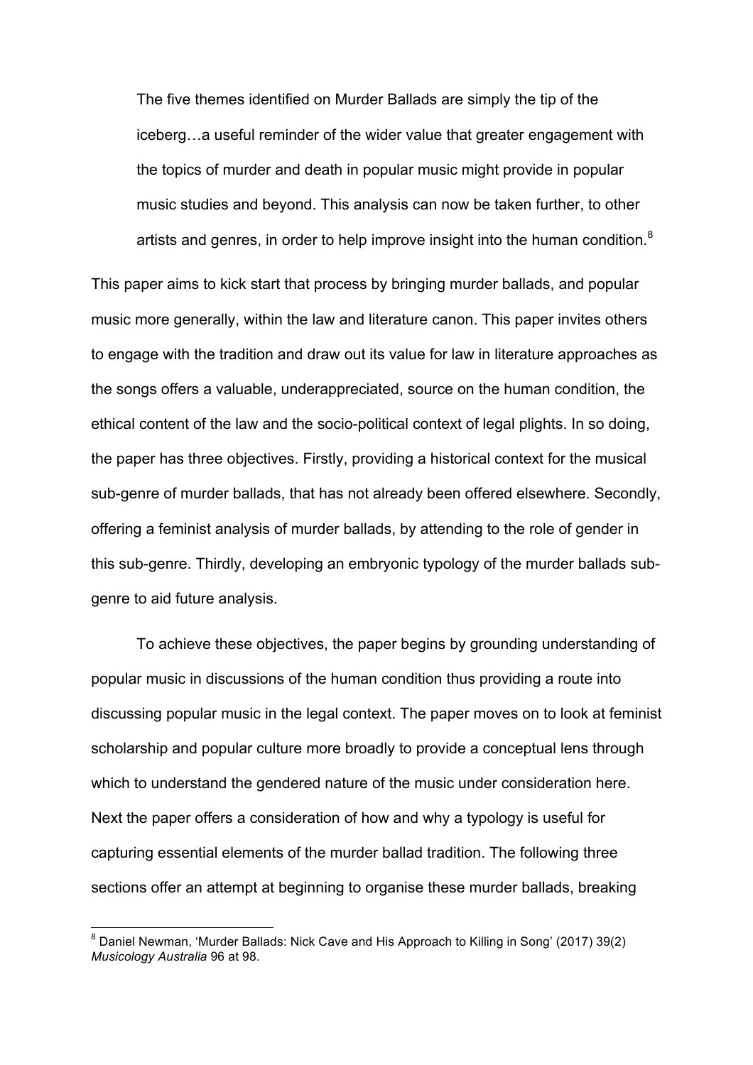> The five themes identified on Murder Ballads are simply the tip of the iceberg…a useful reminder of the wider value that greater engagement with the topics of murder and death in popular music might provide in popular music studies and beyond. This analysis can now be taken further, to other artists and genres, in order to help improve insight into the human condition.[8]

This paper aims to kick start that process by bringing murder ballads, and popular music more generally, within the law and literature canon. This paper invites others to engage with the tradition and draw out its value for law in literature approaches as the songs offers a valuable, underappreciated, source on the human condition, the ethical content of the law and the socio-political context of legal plights. In so doing, the paper has three objectives. Firstly, providing a historical context for the musical sub-genre of murder ballads, that has not already been offered elsewhere. Secondly, offering a feminist analysis of murder ballads, by attending to the role of gender in this sub-genre. Thirdly, developing an embryonic typology of the murder ballads sub-genre to aid future analysis.

To achieve these objectives, the paper begins by grounding understanding of popular music in discussions of the human condition thus providing a route into discussing popular music in the legal context. The paper moves on to look at feminist scholarship and popular culture more broadly to provide a conceptual lens through which to understand the gendered nature of the music under consideration here. Next the paper offers a consideration of how and why a typology is useful for capturing essential elements of the murder ballad tradition. The following three sections offer an attempt at beginning to organise these murder ballads, breaking

---

[8] Daniel Newman, 'Murder Ballads: Nick Cave and His Approach to Killing in Song' (2017) 39(2) *Musicology Australia* 96 at 98.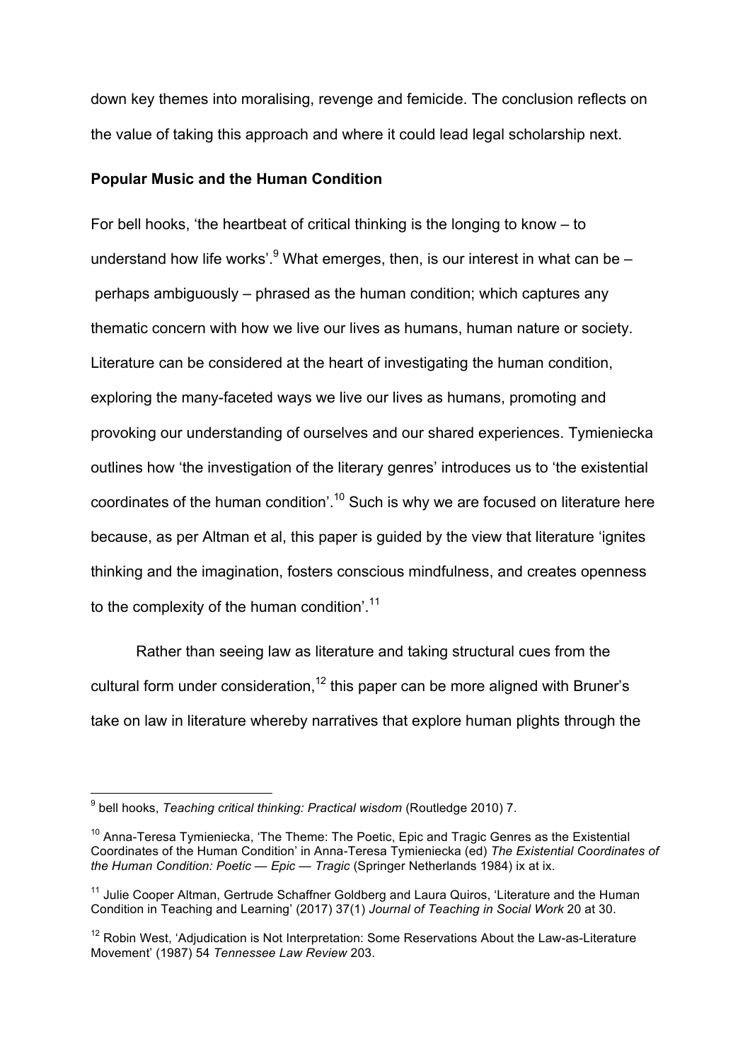down key themes into moralising, revenge and femicide. The conclusion reflects on the value of taking this approach and where it could lead legal scholarship next.

## Popular Music and the Human Condition

For bell hooks, 'the heartbeat of critical thinking is the longing to know – to understand how life works'.[9] What emerges, then, is our interest in what can be – perhaps ambiguously – phrased as the human condition; which captures any thematic concern with how we live our lives as humans, human nature or society. Literature can be considered at the heart of investigating the human condition, exploring the many-faceted ways we live our lives as humans, promoting and provoking our understanding of ourselves and our shared experiences. Tymieniecka outlines how 'the investigation of the literary genres' introduces us to 'the existential coordinates of the human condition'.[10] Such is why we are focused on literature here because, as per Altman et al, this paper is guided by the view that literature 'ignites thinking and the imagination, fosters conscious mindfulness, and creates openness to the complexity of the human condition'.[11]

Rather than seeing law as literature and taking structural cues from the cultural form under consideration,[12] this paper can be more aligned with Bruner's take on law in literature whereby narratives that explore human plights through the

---

[9] bell hooks, *Teaching critical thinking: Practical wisdom* (Routledge 2010) 7.

[10] Anna-Teresa Tymieniecka, 'The Theme: The Poetic, Epic and Tragic Genres as the Existential Coordinates of the Human Condition' in Anna-Teresa Tymieniecka (ed) *The Existential Coordinates of the Human Condition: Poetic — Epic — Tragic* (Springer Netherlands 1984) ix at ix.

[11] Julie Cooper Altman, Gertrude Schaffner Goldberg and Laura Quiros, 'Literature and the Human Condition in Teaching and Learning' (2017) 37(1) *Journal of Teaching in Social Work* 20 at 30.

[12] Robin West, 'Adjudication is Not Interpretation: Some Reservations About the Law-as-Literature Movement' (1987) 54 *Tennessee Law Review* 203.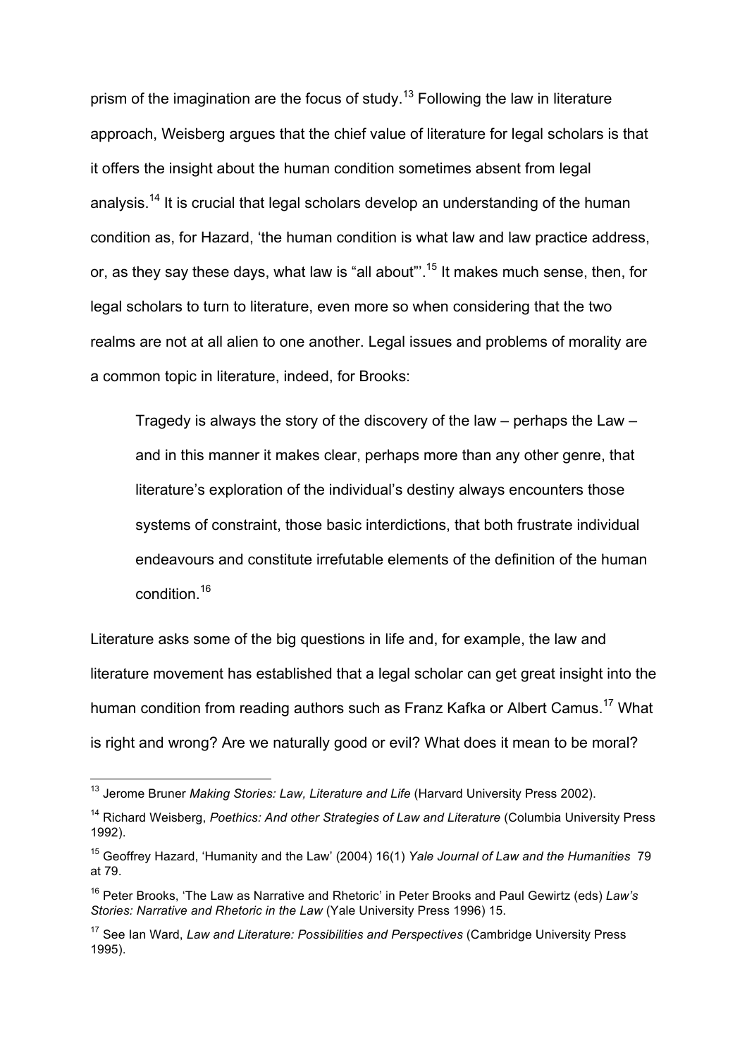prism of the imagination are the focus of study.[13] Following the law in literature approach, Weisberg argues that the chief value of literature for legal scholars is that it offers the insight about the human condition sometimes absent from legal analysis.[14] It is crucial that legal scholars develop an understanding of the human condition as, for Hazard, 'the human condition is what law and law practice address, or, as they say these days, what law is "all about"'.[15] It makes much sense, then, for legal scholars to turn to literature, even more so when considering that the two realms are not at all alien to one another. Legal issues and problems of morality are a common topic in literature, indeed, for Brooks:

> Tragedy is always the story of the discovery of the law – perhaps the Law – and in this manner it makes clear, perhaps more than any other genre, that literature's exploration of the individual's destiny always encounters those systems of constraint, those basic interdictions, that both frustrate individual endeavours and constitute irrefutable elements of the definition of the human condition.[16]

Literature asks some of the big questions in life and, for example, the law and literature movement has established that a legal scholar can get great insight into the human condition from reading authors such as Franz Kafka or Albert Camus.[17] What is right and wrong? Are we naturally good or evil? What does it mean to be moral?

---

[13] Jerome Bruner *Making Stories: Law, Literature and Life* (Harvard University Press 2002).

[14] Richard Weisberg, *Poethics: And other Strategies of Law and Literature* (Columbia University Press 1992).

[15] Geoffrey Hazard, 'Humanity and the Law' (2004) 16(1) *Yale Journal of Law and the Humanities* 79 at 79.

[16] Peter Brooks, 'The Law as Narrative and Rhetoric' in Peter Brooks and Paul Gewirtz (eds) *Law's Stories: Narrative and Rhetoric in the Law* (Yale University Press 1996) 15.

[17] See Ian Ward, *Law and Literature: Possibilities and Perspectives* (Cambridge University Press 1995).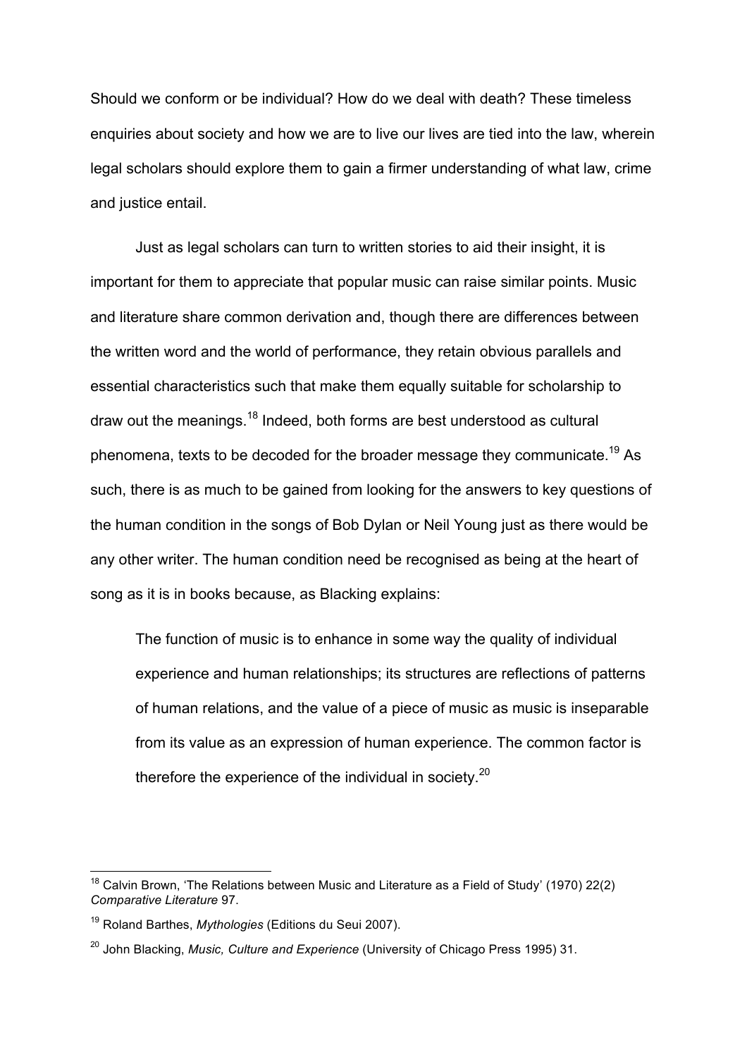Should we conform or be individual? How do we deal with death? These timeless enquiries about society and how we are to live our lives are tied into the law, wherein legal scholars should explore them to gain a firmer understanding of what law, crime and justice entail.

Just as legal scholars can turn to written stories to aid their insight, it is important for them to appreciate that popular music can raise similar points. Music and literature share common derivation and, though there are differences between the written word and the world of performance, they retain obvious parallels and essential characteristics such that make them equally suitable for scholarship to draw out the meanings.[18] Indeed, both forms are best understood as cultural phenomena, texts to be decoded for the broader message they communicate.[19] As such, there is as much to be gained from looking for the answers to key questions of the human condition in the songs of Bob Dylan or Neil Young just as there would be any other writer. The human condition need be recognised as being at the heart of song as it is in books because, as Blacking explains:

> The function of music is to enhance in some way the quality of individual experience and human relationships; its structures are reflections of patterns of human relations, and the value of a piece of music as music is inseparable from its value as an expression of human experience. The common factor is therefore the experience of the individual in society.[20]

---

[18] Calvin Brown, 'The Relations between Music and Literature as a Field of Study' (1970) 22(2) *Comparative Literature* 97.

[19] Roland Barthes, *Mythologies* (Editions du Seui 2007).

[20] John Blacking, *Music, Culture and Experience* (University of Chicago Press 1995) 31.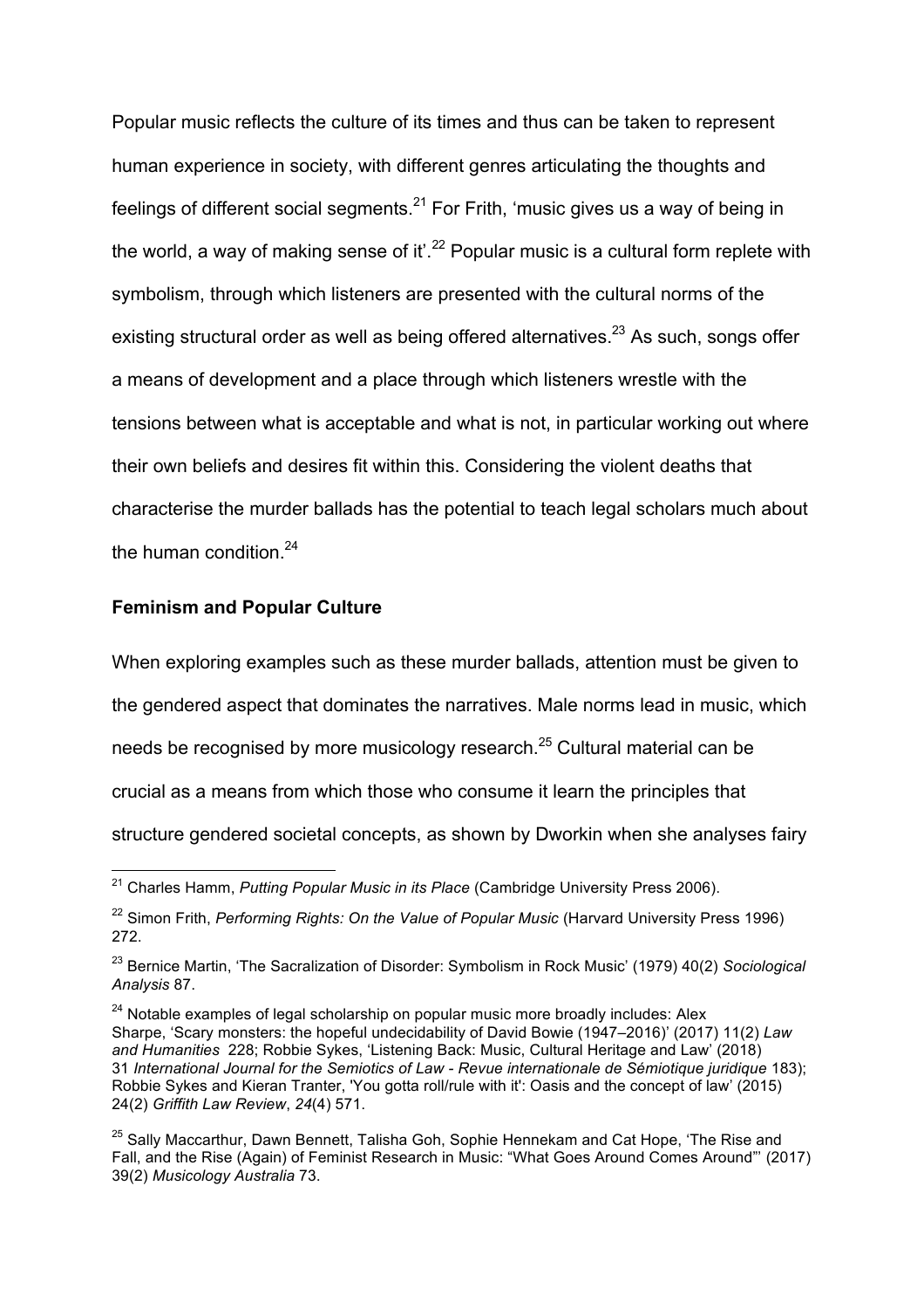Popular music reflects the culture of its times and thus can be taken to represent human experience in society, with different genres articulating the thoughts and feelings of different social segments.[21] For Frith, 'music gives us a way of being in the world, a way of making sense of it'.[22] Popular music is a cultural form replete with symbolism, through which listeners are presented with the cultural norms of the existing structural order as well as being offered alternatives.[23] As such, songs offer a means of development and a place through which listeners wrestle with the tensions between what is acceptable and what is not, in particular working out where their own beliefs and desires fit within this. Considering the violent deaths that characterise the murder ballads has the potential to teach legal scholars much about the human condition.[24]

**Feminism and Popular Culture**

When exploring examples such as these murder ballads, attention must be given to the gendered aspect that dominates the narratives. Male norms lead in music, which needs be recognised by more musicology research.[25] Cultural material can be crucial as a means from which those who consume it learn the principles that structure gendered societal concepts, as shown by Dworkin when she analyses fairy

---

[21] Charles Hamm, *Putting Popular Music in its Place* (Cambridge University Press 2006).

[22] Simon Frith, *Performing Rights: On the Value of Popular Music* (Harvard University Press 1996) 272.

[23] Bernice Martin, 'The Sacralization of Disorder: Symbolism in Rock Music' (1979) 40(2) *Sociological Analysis* 87.

[24] Notable examples of legal scholarship on popular music more broadly includes: Alex Sharpe, 'Scary monsters: the hopeful undecidability of David Bowie (1947–2016)' (2017) 11(2) *Law and Humanities* 228; Robbie Sykes, 'Listening Back: Music, Cultural Heritage and Law' (2018) 31 *International Journal for the Semiotics of Law - Revue internationale de Sémiotique juridique* 183); Robbie Sykes and Kieran Tranter, 'You gotta roll/rule with it': Oasis and the concept of law' (2015) 24(2) *Griffith Law Review*, *24*(4) 571.

[25] Sally Maccarthur, Dawn Bennett, Talisha Goh, Sophie Hennekam and Cat Hope, 'The Rise and Fall, and the Rise (Again) of Feminist Research in Music: "What Goes Around Comes Around"' (2017) 39(2) *Musicology Australia* 73.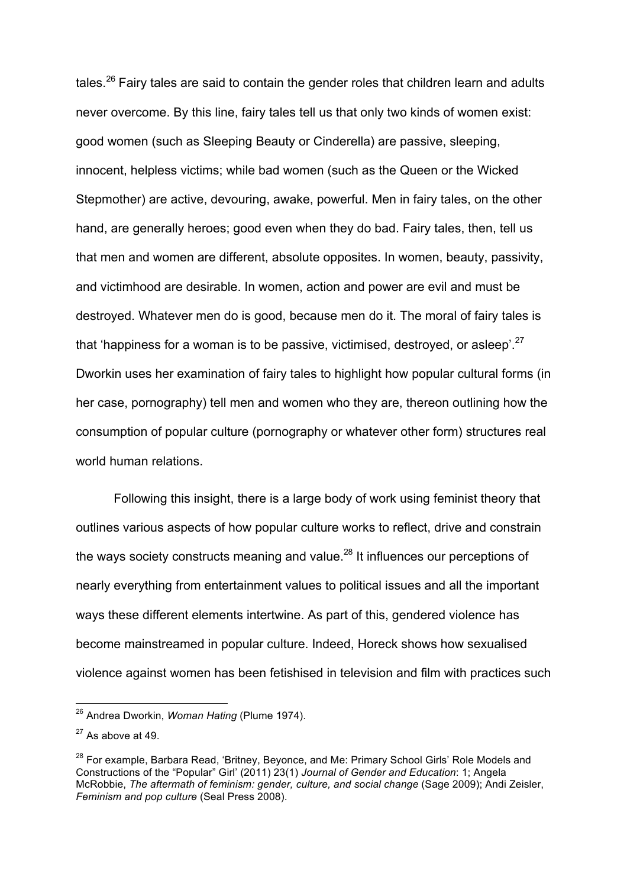tales.[26] Fairy tales are said to contain the gender roles that children learn and adults never overcome. By this line, fairy tales tell us that only two kinds of women exist: good women (such as Sleeping Beauty or Cinderella) are passive, sleeping, innocent, helpless victims; while bad women (such as the Queen or the Wicked Stepmother) are active, devouring, awake, powerful. Men in fairy tales, on the other hand, are generally heroes; good even when they do bad. Fairy tales, then, tell us that men and women are different, absolute opposites. In women, beauty, passivity, and victimhood are desirable. In women, action and power are evil and must be destroyed. Whatever men do is good, because men do it. The moral of fairy tales is that 'happiness for a woman is to be passive, victimised, destroyed, or asleep'.[27] Dworkin uses her examination of fairy tales to highlight how popular cultural forms (in her case, pornography) tell men and women who they are, thereon outlining how the consumption of popular culture (pornography or whatever other form) structures real world human relations.

Following this insight, there is a large body of work using feminist theory that outlines various aspects of how popular culture works to reflect, drive and constrain the ways society constructs meaning and value.[28] It influences our perceptions of nearly everything from entertainment values to political issues and all the important ways these different elements intertwine. As part of this, gendered violence has become mainstreamed in popular culture. Indeed, Horeck shows how sexualised violence against women has been fetishised in television and film with practices such

---

[26] Andrea Dworkin, *Woman Hating* (Plume 1974).

[27] As above at 49.

[28] For example, Barbara Read, 'Britney, Beyonce, and Me: Primary School Girls' Role Models and Constructions of the "Popular" Girl' (2011) 23(1) *Journal of Gender and Education*: 1; Angela McRobbie, *The aftermath of feminism: gender, culture, and social change* (Sage 2009); Andi Zeisler, *Feminism and pop culture* (Seal Press 2008).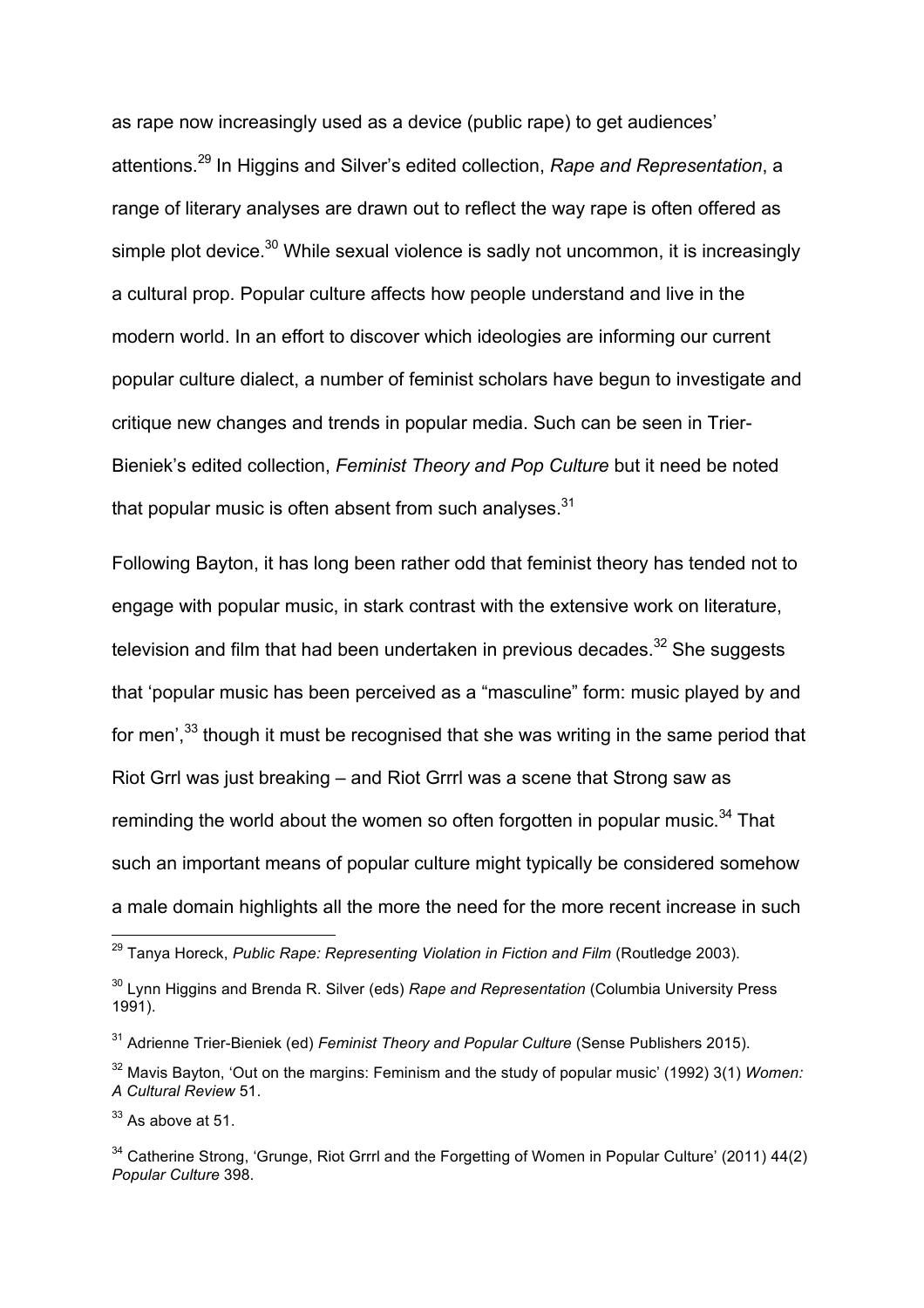as rape now increasingly used as a device (public rape) to get audiences' attentions.[29] In Higgins and Silver's edited collection, *Rape and Representation*, a range of literary analyses are drawn out to reflect the way rape is often offered as simple plot device.[30] While sexual violence is sadly not uncommon, it is increasingly a cultural prop. Popular culture affects how people understand and live in the modern world. In an effort to discover which ideologies are informing our current popular culture dialect, a number of feminist scholars have begun to investigate and critique new changes and trends in popular media. Such can be seen in Trier-Bieniek's edited collection, *Feminist Theory and Pop Culture* but it need be noted that popular music is often absent from such analyses.[31]

Following Bayton, it has long been rather odd that feminist theory has tended not to engage with popular music, in stark contrast with the extensive work on literature, television and film that had been undertaken in previous decades.[32] She suggests that 'popular music has been perceived as a "masculine" form: music played by and for men',[33] though it must be recognised that she was writing in the same period that Riot Grrl was just breaking – and Riot Grrrl was a scene that Strong saw as reminding the world about the women so often forgotten in popular music.[34] That such an important means of popular culture might typically be considered somehow a male domain highlights all the more the need for the more recent increase in such

---

[29] Tanya Horeck, *Public Rape: Representing Violation in Fiction and Film* (Routledge 2003).

[30] Lynn Higgins and Brenda R. Silver (eds) *Rape and Representation* (Columbia University Press 1991).

[31] Adrienne Trier-Bieniek (ed) *Feminist Theory and Popular Culture* (Sense Publishers 2015).

[32] Mavis Bayton, 'Out on the margins: Feminism and the study of popular music' (1992) 3(1) *Women: A Cultural Review* 51.

[33] As above at 51.

[34] Catherine Strong, 'Grunge, Riot Grrrl and the Forgetting of Women in Popular Culture' (2011) 44(2) *Popular Culture* 398.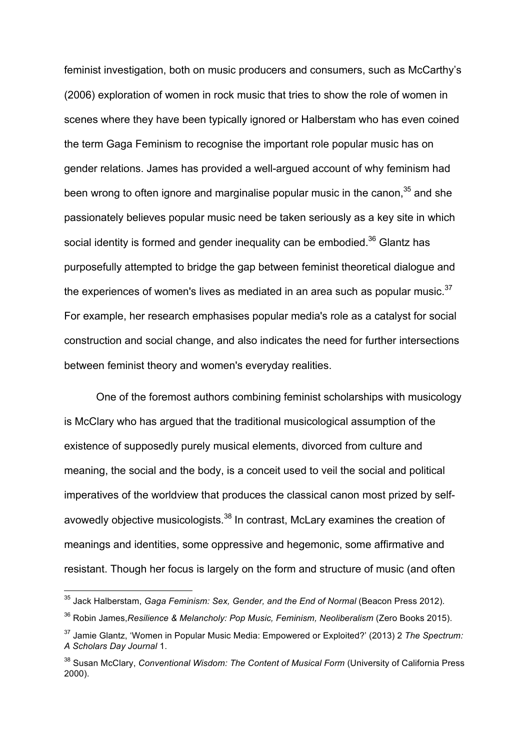feminist investigation, both on music producers and consumers, such as McCarthy's (2006) exploration of women in rock music that tries to show the role of women in scenes where they have been typically ignored or Halberstam who has even coined the term Gaga Feminism to recognise the important role popular music has on gender relations. James has provided a well-argued account of why feminism had been wrong to often ignore and marginalise popular music in the canon,[35] and she passionately believes popular music need be taken seriously as a key site in which social identity is formed and gender inequality can be embodied.[36] Glantz has purposefully attempted to bridge the gap between feminist theoretical dialogue and the experiences of women's lives as mediated in an area such as popular music.[37] For example, her research emphasises popular media's role as a catalyst for social construction and social change, and also indicates the need for further intersections between feminist theory and women's everyday realities.

One of the foremost authors combining feminist scholarships with musicology is McClary who has argued that the traditional musicological assumption of the existence of supposedly purely musical elements, divorced from culture and meaning, the social and the body, is a conceit used to veil the social and political imperatives of the worldview that produces the classical canon most prized by self-avowedly objective musicologists.[38] In contrast, McLary examines the creation of meanings and identities, some oppressive and hegemonic, some affirmative and resistant. Though her focus is largely on the form and structure of music (and often

---

[35] Jack Halberstam, *Gaga Feminism: Sex, Gender, and the End of Normal* (Beacon Press 2012).

[36] Robin James,*Resilience & Melancholy: Pop Music, Feminism, Neoliberalism* (Zero Books 2015).

[37] Jamie Glantz, 'Women in Popular Music Media: Empowered or Exploited?' (2013) 2 *The Spectrum: A Scholars Day Journal* 1.

[38] Susan McClary, *Conventional Wisdom: The Content of Musical Form* (University of California Press 2000).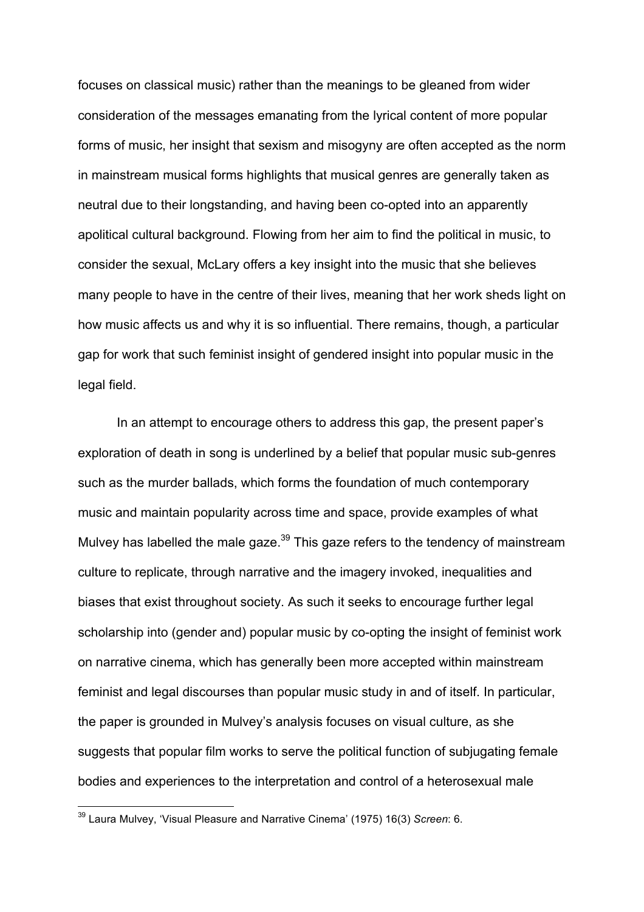focuses on classical music) rather than the meanings to be gleaned from wider consideration of the messages emanating from the lyrical content of more popular forms of music, her insight that sexism and misogyny are often accepted as the norm in mainstream musical forms highlights that musical genres are generally taken as neutral due to their longstanding, and having been co-opted into an apparently apolitical cultural background. Flowing from her aim to find the political in music, to consider the sexual, McLary offers a key insight into the music that she believes many people to have in the centre of their lives, meaning that her work sheds light on how music affects us and why it is so influential. There remains, though, a particular gap for work that such feminist insight of gendered insight into popular music in the legal field.

In an attempt to encourage others to address this gap, the present paper's exploration of death in song is underlined by a belief that popular music sub-genres such as the murder ballads, which forms the foundation of much contemporary music and maintain popularity across time and space, provide examples of what Mulvey has labelled the male gaze.[39] This gaze refers to the tendency of mainstream culture to replicate, through narrative and the imagery invoked, inequalities and biases that exist throughout society. As such it seeks to encourage further legal scholarship into (gender and) popular music by co-opting the insight of feminist work on narrative cinema, which has generally been more accepted within mainstream feminist and legal discourses than popular music study in and of itself. In particular, the paper is grounded in Mulvey's analysis focuses on visual culture, as she suggests that popular film works to serve the political function of subjugating female bodies and experiences to the interpretation and control of a heterosexual male

[39] Laura Mulvey, 'Visual Pleasure and Narrative Cinema' (1975) 16(3) *Screen*: 6.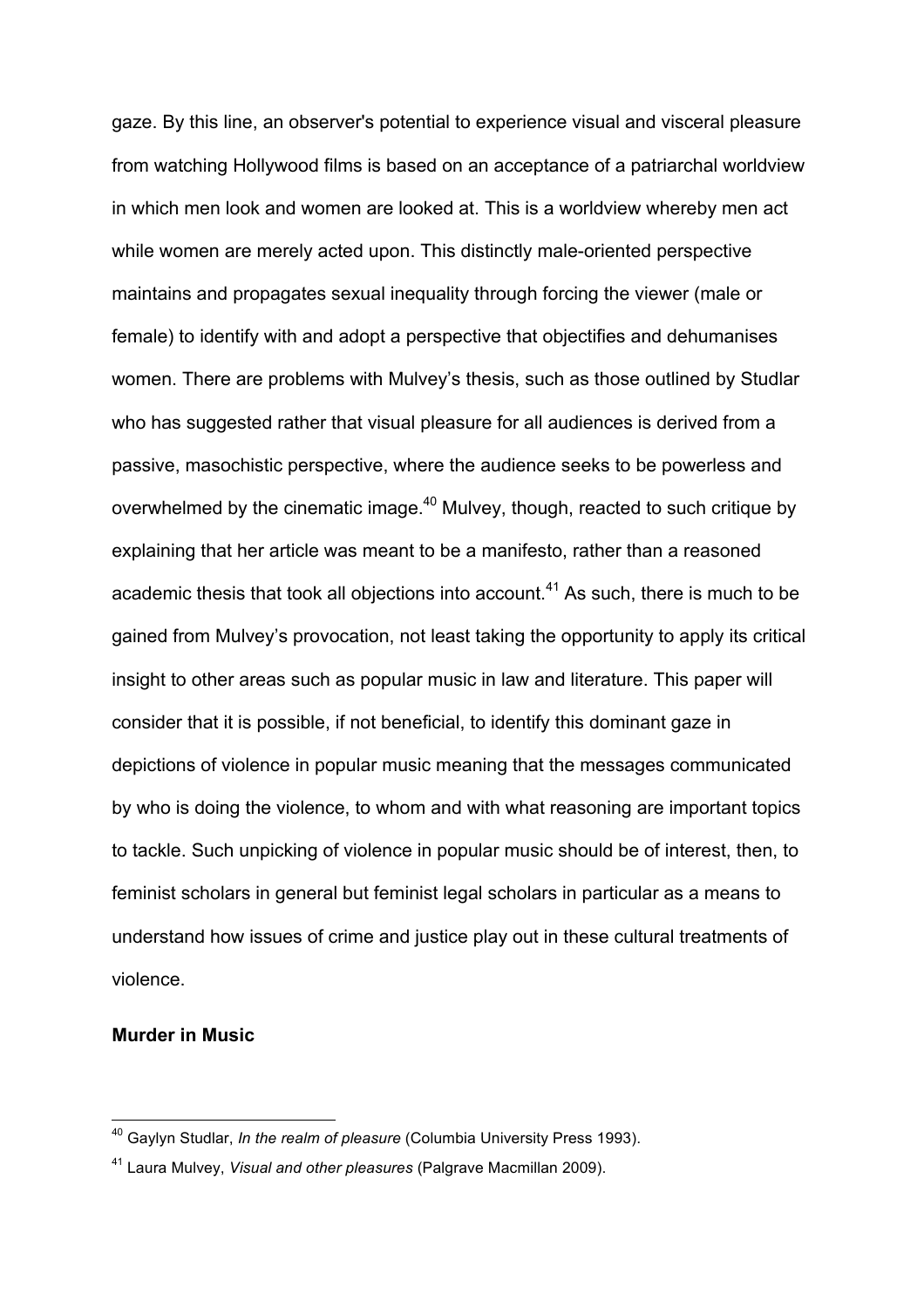gaze. By this line, an observer's potential to experience visual and visceral pleasure from watching Hollywood films is based on an acceptance of a patriarchal worldview in which men look and women are looked at. This is a worldview whereby men act while women are merely acted upon. This distinctly male-oriented perspective maintains and propagates sexual inequality through forcing the viewer (male or female) to identify with and adopt a perspective that objectifies and dehumanises women. There are problems with Mulvey's thesis, such as those outlined by Studlar who has suggested rather that visual pleasure for all audiences is derived from a passive, masochistic perspective, where the audience seeks to be powerless and overwhelmed by the cinematic image.[40] Mulvey, though, reacted to such critique by explaining that her article was meant to be a manifesto, rather than a reasoned academic thesis that took all objections into account.[41] As such, there is much to be gained from Mulvey's provocation, not least taking the opportunity to apply its critical insight to other areas such as popular music in law and literature. This paper will consider that it is possible, if not beneficial, to identify this dominant gaze in depictions of violence in popular music meaning that the messages communicated by who is doing the violence, to whom and with what reasoning are important topics to tackle. Such unpicking of violence in popular music should be of interest, then, to feminist scholars in general but feminist legal scholars in particular as a means to understand how issues of crime and justice play out in these cultural treatments of violence.

**Murder in Music**

[40] Gaylyn Studlar, *In the realm of pleasure* (Columbia University Press 1993).

[41] Laura Mulvey, *Visual and other pleasures* (Palgrave Macmillan 2009).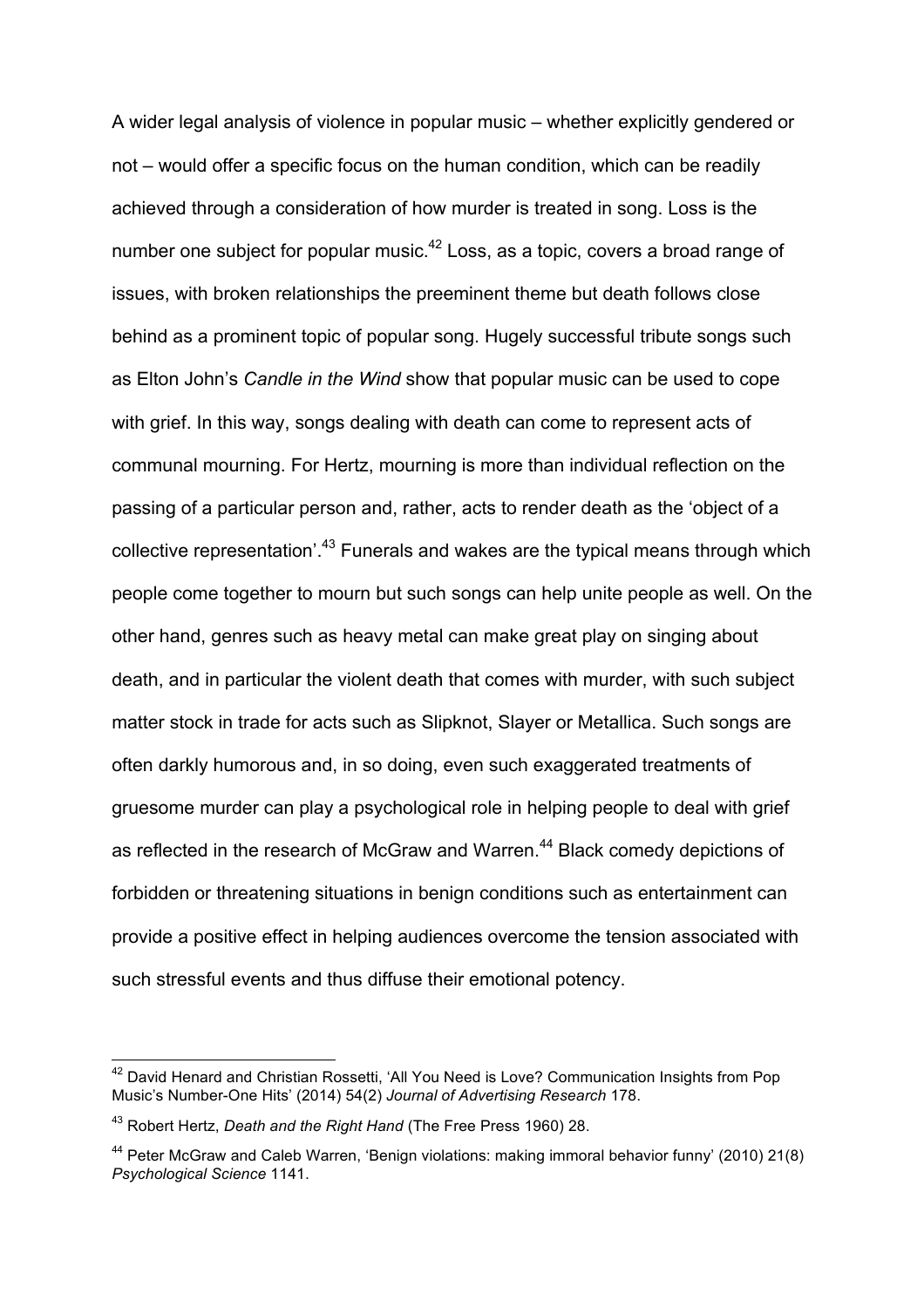A wider legal analysis of violence in popular music – whether explicitly gendered or not – would offer a specific focus on the human condition, which can be readily achieved through a consideration of how murder is treated in song. Loss is the number one subject for popular music.[42] Loss, as a topic, covers a broad range of issues, with broken relationships the preeminent theme but death follows close behind as a prominent topic of popular song. Hugely successful tribute songs such as Elton John's *Candle in the Wind* show that popular music can be used to cope with grief. In this way, songs dealing with death can come to represent acts of communal mourning. For Hertz, mourning is more than individual reflection on the passing of a particular person and, rather, acts to render death as the 'object of a collective representation'.[43] Funerals and wakes are the typical means through which people come together to mourn but such songs can help unite people as well. On the other hand, genres such as heavy metal can make great play on singing about death, and in particular the violent death that comes with murder, with such subject matter stock in trade for acts such as Slipknot, Slayer or Metallica. Such songs are often darkly humorous and, in so doing, even such exaggerated treatments of gruesome murder can play a psychological role in helping people to deal with grief as reflected in the research of McGraw and Warren.[44] Black comedy depictions of forbidden or threatening situations in benign conditions such as entertainment can provide a positive effect in helping audiences overcome the tension associated with such stressful events and thus diffuse their emotional potency.

---

[42] David Henard and Christian Rossetti, 'All You Need is Love? Communication Insights from Pop Music's Number-One Hits' (2014) 54(2) *Journal of Advertising Research* 178.

[43] Robert Hertz, *Death and the Right Hand* (The Free Press 1960) 28.

[44] Peter McGraw and Caleb Warren, 'Benign violations: making immoral behavior funny' (2010) 21(8) *Psychological Science* 1141.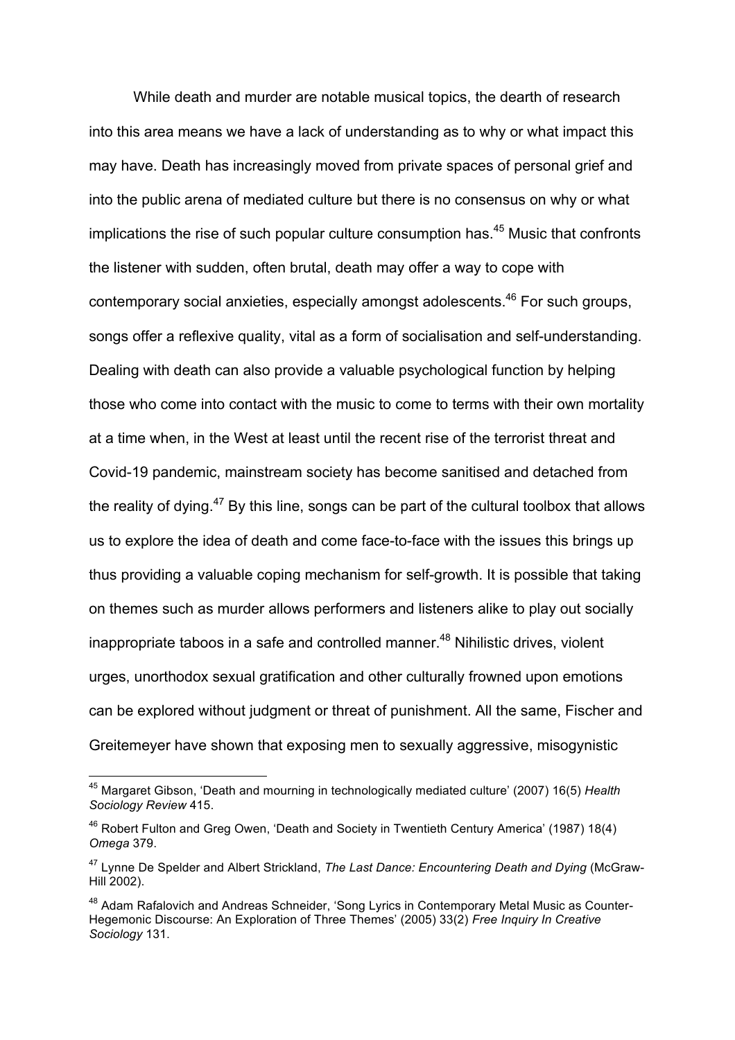While death and murder are notable musical topics, the dearth of research into this area means we have a lack of understanding as to why or what impact this may have. Death has increasingly moved from private spaces of personal grief and into the public arena of mediated culture but there is no consensus on why or what implications the rise of such popular culture consumption has.[45] Music that confronts the listener with sudden, often brutal, death may offer a way to cope with contemporary social anxieties, especially amongst adolescents.[46] For such groups, songs offer a reflexive quality, vital as a form of socialisation and self-understanding. Dealing with death can also provide a valuable psychological function by helping those who come into contact with the music to come to terms with their own mortality at a time when, in the West at least until the recent rise of the terrorist threat and Covid-19 pandemic, mainstream society has become sanitised and detached from the reality of dying.[47] By this line, songs can be part of the cultural toolbox that allows us to explore the idea of death and come face-to-face with the issues this brings up thus providing a valuable coping mechanism for self-growth. It is possible that taking on themes such as murder allows performers and listeners alike to play out socially inappropriate taboos in a safe and controlled manner.[48] Nihilistic drives, violent urges, unorthodox sexual gratification and other culturally frowned upon emotions can be explored without judgment or threat of punishment. All the same, Fischer and Greitemeyer have shown that exposing men to sexually aggressive, misogynistic

---

[45] Margaret Gibson, 'Death and mourning in technologically mediated culture' (2007) 16(5) *Health Sociology Review* 415.

[46] Robert Fulton and Greg Owen, 'Death and Society in Twentieth Century America' (1987) 18(4) *Omega* 379.

[47] Lynne De Spelder and Albert Strickland, *The Last Dance: Encountering Death and Dying* (McGraw-Hill 2002).

[48] Adam Rafalovich and Andreas Schneider, 'Song Lyrics in Contemporary Metal Music as Counter-Hegemonic Discourse: An Exploration of Three Themes' (2005) 33(2) *Free Inquiry In Creative Sociology* 131.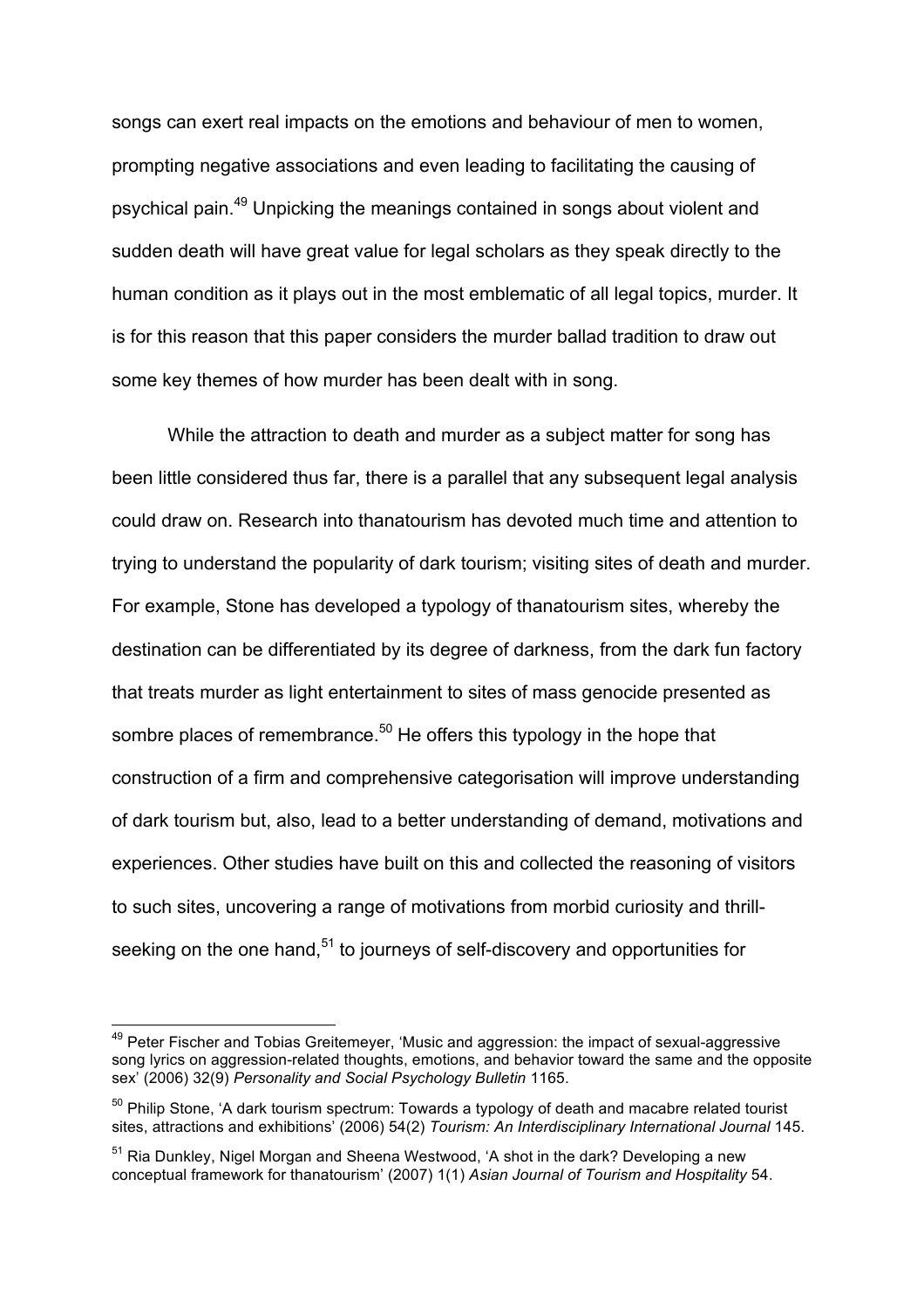songs can exert real impacts on the emotions and behaviour of men to women, prompting negative associations and even leading to facilitating the causing of psychical pain.[49] Unpicking the meanings contained in songs about violent and sudden death will have great value for legal scholars as they speak directly to the human condition as it plays out in the most emblematic of all legal topics, murder. It is for this reason that this paper considers the murder ballad tradition to draw out some key themes of how murder has been dealt with in song.

While the attraction to death and murder as a subject matter for song has been little considered thus far, there is a parallel that any subsequent legal analysis could draw on. Research into thanatourism has devoted much time and attention to trying to understand the popularity of dark tourism; visiting sites of death and murder. For example, Stone has developed a typology of thanatourism sites, whereby the destination can be differentiated by its degree of darkness, from the dark fun factory that treats murder as light entertainment to sites of mass genocide presented as sombre places of remembrance.[50] He offers this typology in the hope that construction of a firm and comprehensive categorisation will improve understanding of dark tourism but, also, lead to a better understanding of demand, motivations and experiences. Other studies have built on this and collected the reasoning of visitors to such sites, uncovering a range of motivations from morbid curiosity and thrill-seeking on the one hand,[51] to journeys of self-discovery and opportunities for

---

[49] Peter Fischer and Tobias Greitemeyer, 'Music and aggression: the impact of sexual-aggressive song lyrics on aggression-related thoughts, emotions, and behavior toward the same and the opposite sex' (2006) 32(9) *Personality and Social Psychology Bulletin* 1165.

[50] Philip Stone, 'A dark tourism spectrum: Towards a typology of death and macabre related tourist sites, attractions and exhibitions' (2006) 54(2) *Tourism: An Interdisciplinary International Journal* 145.

[51] Ria Dunkley, Nigel Morgan and Sheena Westwood, 'A shot in the dark? Developing a new conceptual framework for thanatourism' (2007) 1(1) *Asian Journal of Tourism and Hospitality* 54.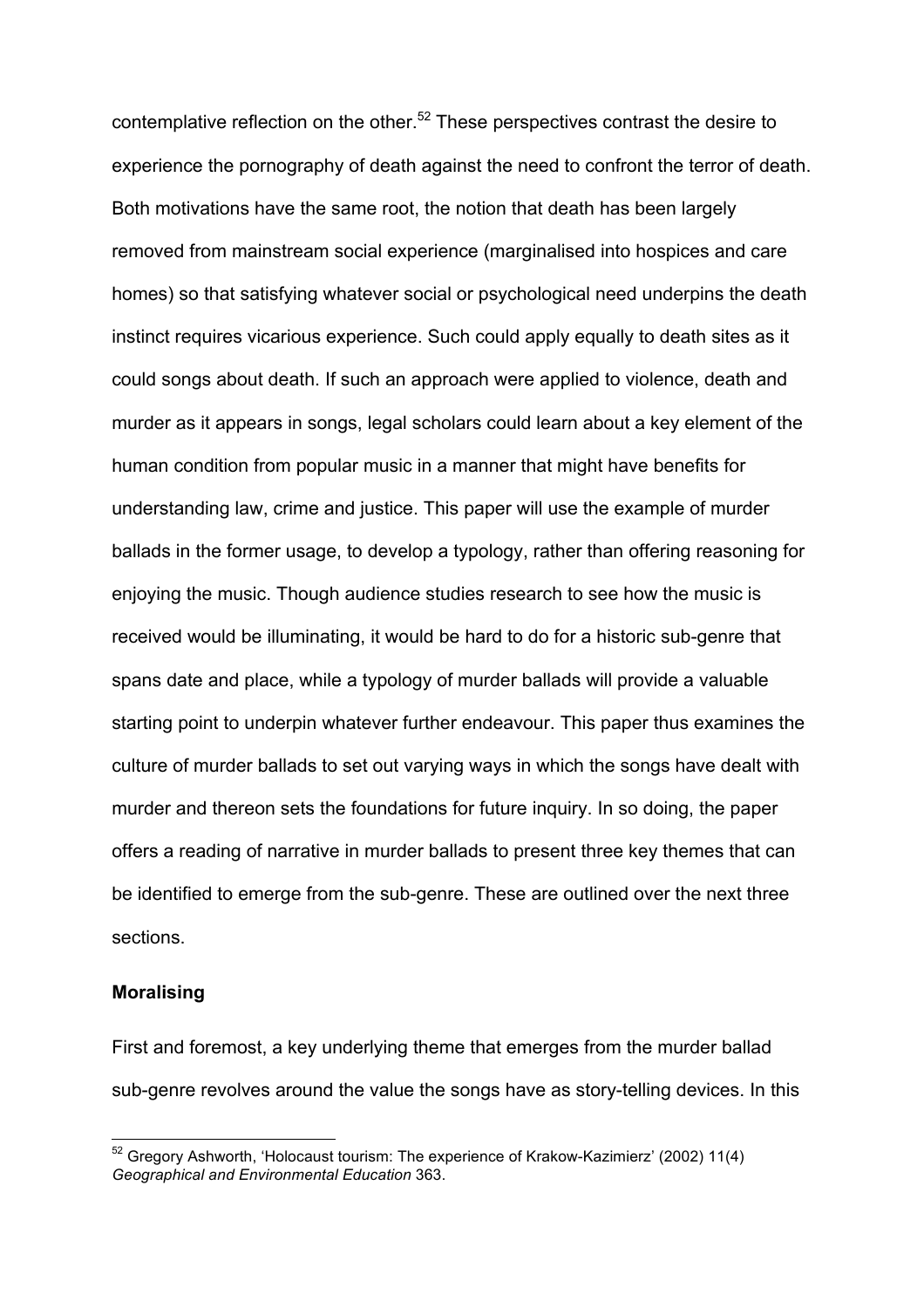contemplative reflection on the other.[52] These perspectives contrast the desire to experience the pornography of death against the need to confront the terror of death. Both motivations have the same root, the notion that death has been largely removed from mainstream social experience (marginalised into hospices and care homes) so that satisfying whatever social or psychological need underpins the death instinct requires vicarious experience. Such could apply equally to death sites as it could songs about death. If such an approach were applied to violence, death and murder as it appears in songs, legal scholars could learn about a key element of the human condition from popular music in a manner that might have benefits for understanding law, crime and justice. This paper will use the example of murder ballads in the former usage, to develop a typology, rather than offering reasoning for enjoying the music. Though audience studies research to see how the music is received would be illuminating, it would be hard to do for a historic sub-genre that spans date and place, while a typology of murder ballads will provide a valuable starting point to underpin whatever further endeavour. This paper thus examines the culture of murder ballads to set out varying ways in which the songs have dealt with murder and thereon sets the foundations for future inquiry. In so doing, the paper offers a reading of narrative in murder ballads to present three key themes that can be identified to emerge from the sub-genre. These are outlined over the next three sections.

### Moralising

First and foremost, a key underlying theme that emerges from the murder ballad sub-genre revolves around the value the songs have as story-telling devices. In this

[52] Gregory Ashworth, 'Holocaust tourism: The experience of Krakow-Kazimierz' (2002) 11(4) *Geographical and Environmental Education* 363.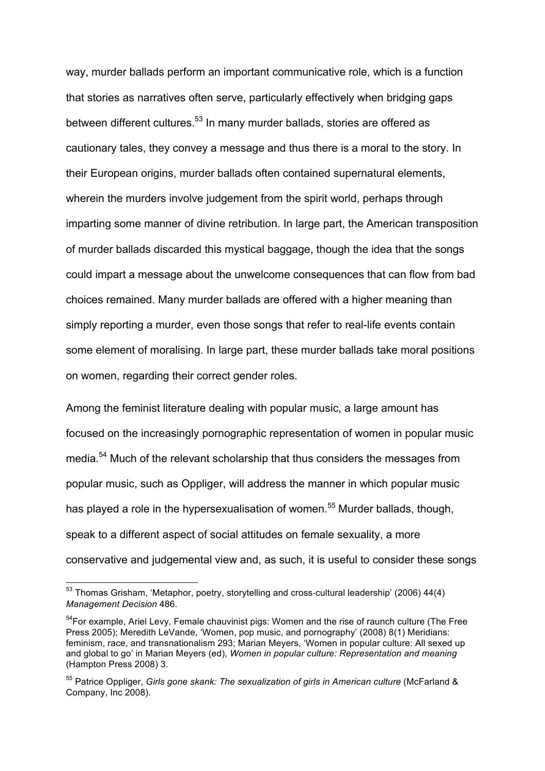way, murder ballads perform an important communicative role, which is a function that stories as narratives often serve, particularly effectively when bridging gaps between different cultures.[53] In many murder ballads, stories are offered as cautionary tales, they convey a message and thus there is a moral to the story. In their European origins, murder ballads often contained supernatural elements, wherein the murders involve judgement from the spirit world, perhaps through imparting some manner of divine retribution. In large part, the American transposition of murder ballads discarded this mystical baggage, though the idea that the songs could impart a message about the unwelcome consequences that can flow from bad choices remained. Many murder ballads are offered with a higher meaning than simply reporting a murder, even those songs that refer to real-life events contain some element of moralising. In large part, these murder ballads take moral positions on women, regarding their correct gender roles.

Among the feminist literature dealing with popular music, a large amount has focused on the increasingly pornographic representation of women in popular music media.[54] Much of the relevant scholarship that thus considers the messages from popular music, such as Oppliger, will address the manner in which popular music has played a role in the hypersexualisation of women.[55] Murder ballads, though, speak to a different aspect of social attitudes on female sexuality, a more conservative and judgemental view and, as such, it is useful to consider these songs

---

[53] Thomas Grisham, 'Metaphor, poetry, storytelling and cross-cultural leadership' (2006) 44(4) *Management Decision* 486.

[54] For example, Ariel Levy, Female chauvinist pigs: Women and the rise of raunch culture (The Free Press 2005); Meredith LeVande, 'Women, pop music, and pornography' (2008) 8(1) Meridians: feminism, race, and transnationalism 293; Marian Meyers, 'Women in popular culture: All sexed up and global to go' in Marian Meyers (ed), *Women in popular culture: Representation and meaning* (Hampton Press 2008) 3.

[55] Patrice Oppliger, *Girls gone skank: The sexualization of girls in American culture* (McFarland & Company, Inc 2008).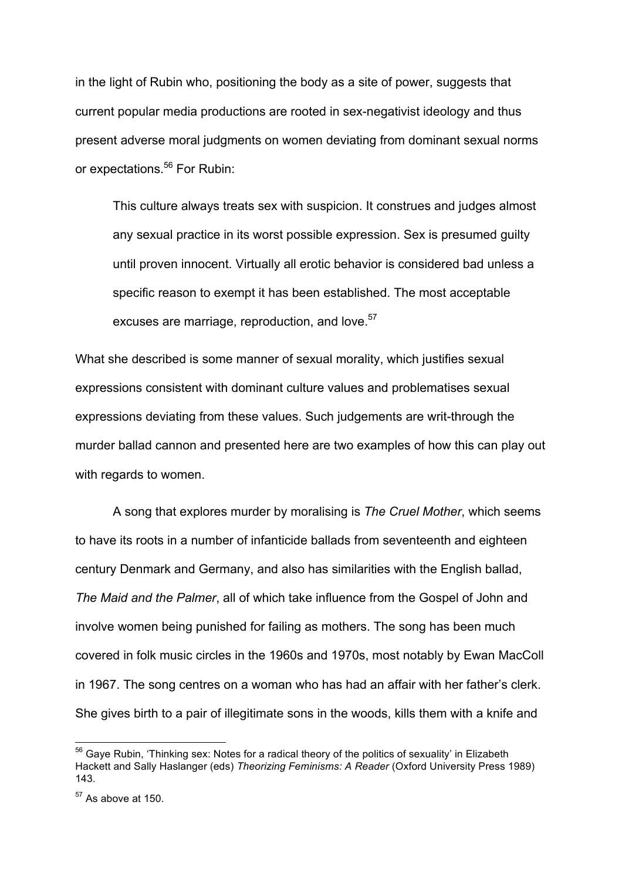in the light of Rubin who, positioning the body as a site of power, suggests that current popular media productions are rooted in sex-negativist ideology and thus present adverse moral judgments on women deviating from dominant sexual norms or expectations.[56] For Rubin:

> This culture always treats sex with suspicion. It construes and judges almost any sexual practice in its worst possible expression. Sex is presumed guilty until proven innocent. Virtually all erotic behavior is considered bad unless a specific reason to exempt it has been established. The most acceptable excuses are marriage, reproduction, and love.[57]

What she described is some manner of sexual morality, which justifies sexual expressions consistent with dominant culture values and problematises sexual expressions deviating from these values. Such judgements are writ-through the murder ballad cannon and presented here are two examples of how this can play out with regards to women.

A song that explores murder by moralising is *The Cruel Mother*, which seems to have its roots in a number of infanticide ballads from seventeenth and eighteen century Denmark and Germany, and also has similarities with the English ballad, *The Maid and the Palmer*, all of which take influence from the Gospel of John and involve women being punished for failing as mothers. The song has been much covered in folk music circles in the 1960s and 1970s, most notably by Ewan MacColl in 1967. The song centres on a woman who has had an affair with her father's clerk. She gives birth to a pair of illegitimate sons in the woods, kills them with a knife and

---

[56] Gaye Rubin, 'Thinking sex: Notes for a radical theory of the politics of sexuality' in Elizabeth Hackett and Sally Haslanger (eds) *Theorizing Feminisms: A Reader* (Oxford University Press 1989) 143.

[57] As above at 150.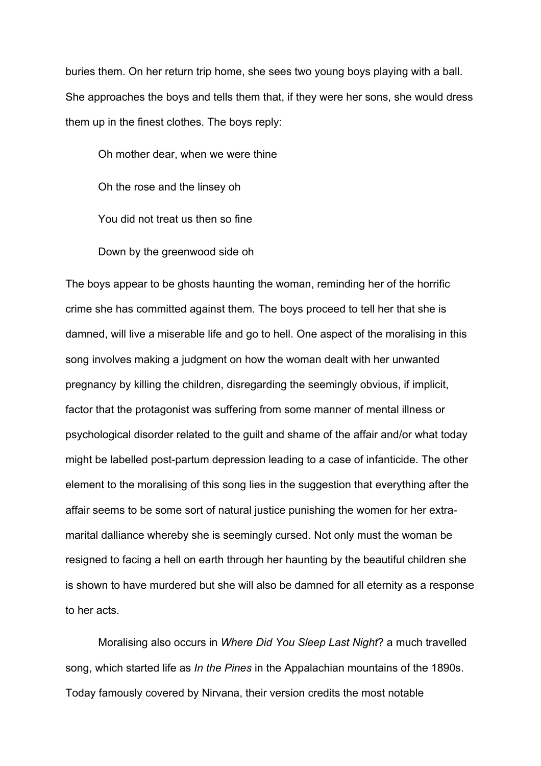buries them. On her return trip home, she sees two young boys playing with a ball. She approaches the boys and tells them that, if they were her sons, she would dress them up in the finest clothes. The boys reply:

> Oh mother dear, when we were thine
>
> Oh the rose and the linsey oh
>
> You did not treat us then so fine
>
> Down by the greenwood side oh

The boys appear to be ghosts haunting the woman, reminding her of the horrific crime she has committed against them. The boys proceed to tell her that she is damned, will live a miserable life and go to hell. One aspect of the moralising in this song involves making a judgment on how the woman dealt with her unwanted pregnancy by killing the children, disregarding the seemingly obvious, if implicit, factor that the protagonist was suffering from some manner of mental illness or psychological disorder related to the guilt and shame of the affair and/or what today might be labelled post-partum depression leading to a case of infanticide. The other element to the moralising of this song lies in the suggestion that everything after the affair seems to be some sort of natural justice punishing the women for her extra-marital dalliance whereby she is seemingly cursed. Not only must the woman be resigned to facing a hell on earth through her haunting by the beautiful children she is shown to have murdered but she will also be damned for all eternity as a response to her acts.

Moralising also occurs in *Where Did You Sleep Last Night*? a much travelled song, which started life as *In the Pines* in the Appalachian mountains of the 1890s. Today famously covered by Nirvana, their version credits the most notable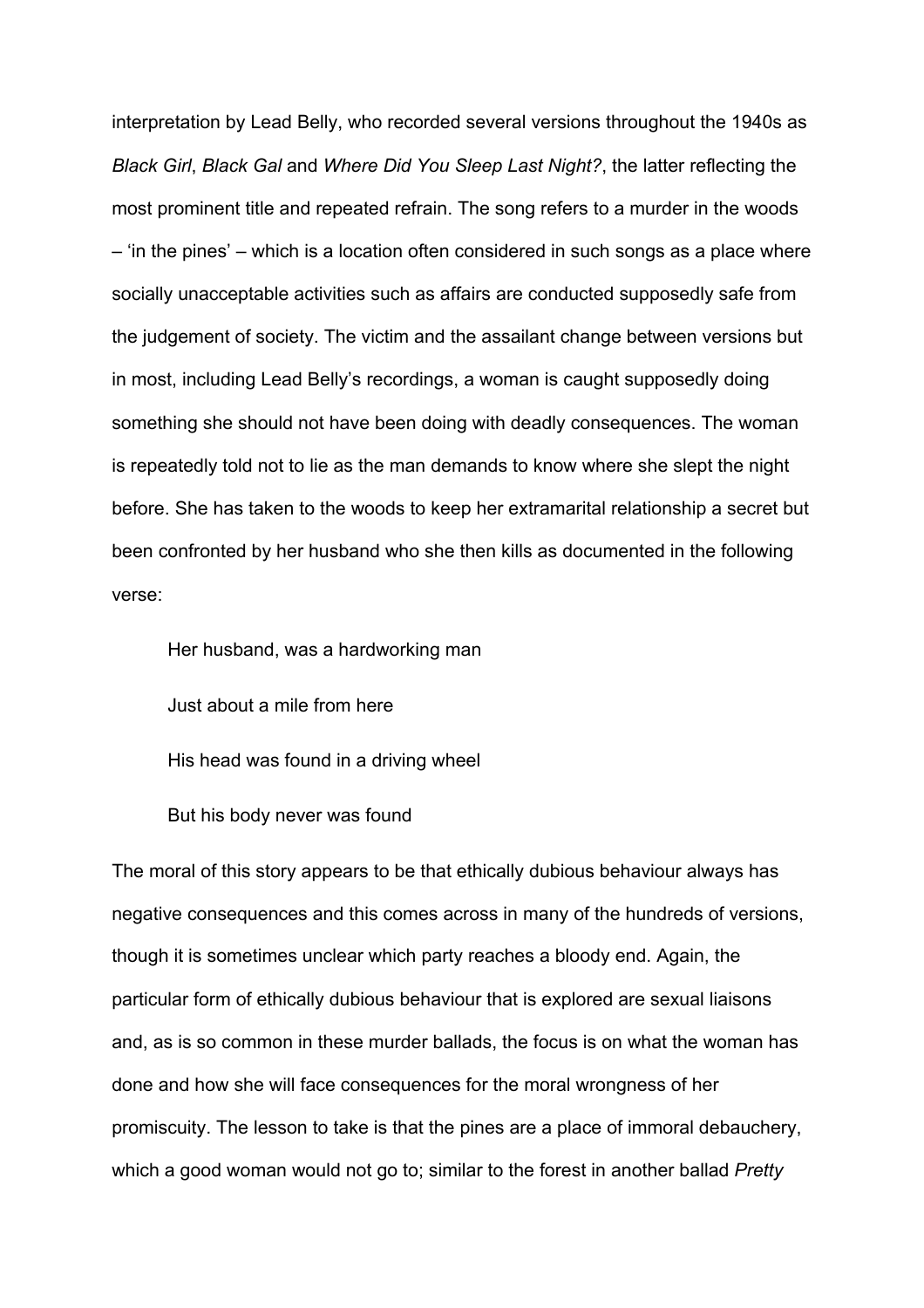interpretation by Lead Belly, who recorded several versions throughout the 1940s as *Black Girl*, *Black Gal* and *Where Did You Sleep Last Night?*, the latter reflecting the most prominent title and repeated refrain. The song refers to a murder in the woods – 'in the pines' – which is a location often considered in such songs as a place where socially unacceptable activities such as affairs are conducted supposedly safe from the judgement of society. The victim and the assailant change between versions but in most, including Lead Belly's recordings, a woman is caught supposedly doing something she should not have been doing with deadly consequences. The woman is repeatedly told not to lie as the man demands to know where she slept the night before. She has taken to the woods to keep her extramarital relationship a secret but been confronted by her husband who she then kills as documented in the following verse:

> Her husband, was a hardworking man
>
> Just about a mile from here
>
> His head was found in a driving wheel
>
> But his body never was found

The moral of this story appears to be that ethically dubious behaviour always has negative consequences and this comes across in many of the hundreds of versions, though it is sometimes unclear which party reaches a bloody end. Again, the particular form of ethically dubious behaviour that is explored are sexual liaisons and, as is so common in these murder ballads, the focus is on what the woman has done and how she will face consequences for the moral wrongness of her promiscuity. The lesson to take is that the pines are a place of immoral debauchery, which a good woman would not go to; similar to the forest in another ballad *Pretty*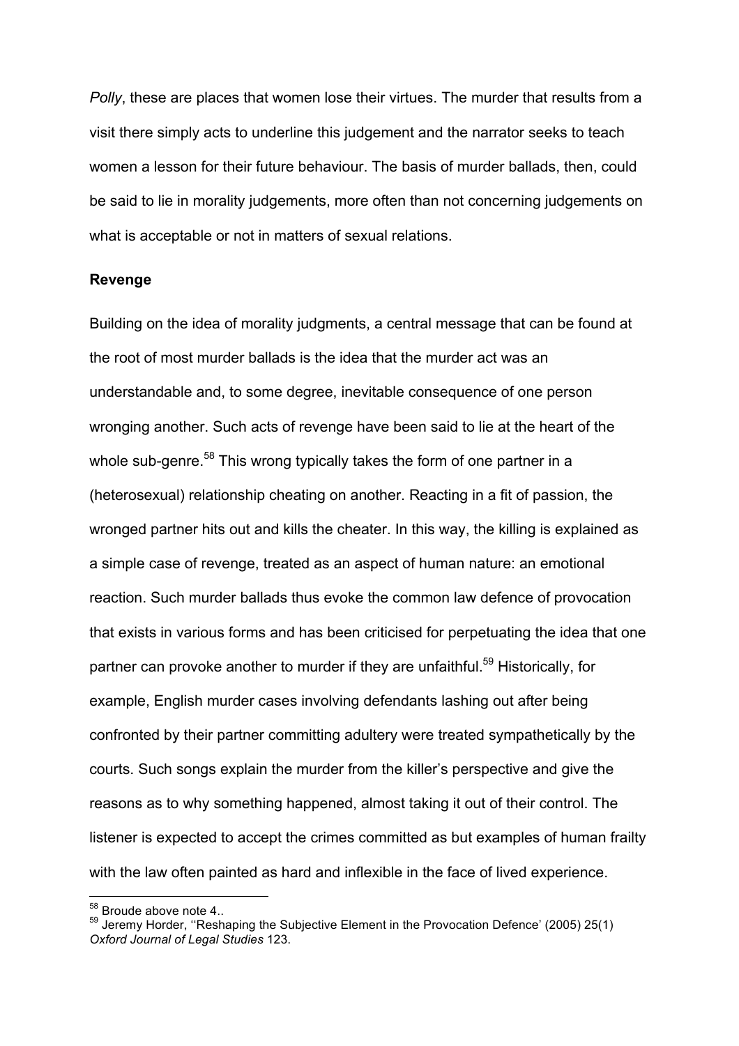*Polly*, these are places that women lose their virtues. The murder that results from a visit there simply acts to underline this judgement and the narrator seeks to teach women a lesson for their future behaviour. The basis of murder ballads, then, could be said to lie in morality judgements, more often than not concerning judgements on what is acceptable or not in matters of sexual relations.

**Revenge**

Building on the idea of morality judgments, a central message that can be found at the root of most murder ballads is the idea that the murder act was an understandable and, to some degree, inevitable consequence of one person wronging another. Such acts of revenge have been said to lie at the heart of the whole sub-genre.[58] This wrong typically takes the form of one partner in a (heterosexual) relationship cheating on another. Reacting in a fit of passion, the wronged partner hits out and kills the cheater. In this way, the killing is explained as a simple case of revenge, treated as an aspect of human nature: an emotional reaction. Such murder ballads thus evoke the common law defence of provocation that exists in various forms and has been criticised for perpetuating the idea that one partner can provoke another to murder if they are unfaithful.[59] Historically, for example, English murder cases involving defendants lashing out after being confronted by their partner committing adultery were treated sympathetically by the courts. Such songs explain the murder from the killer's perspective and give the reasons as to why something happened, almost taking it out of their control. The listener is expected to accept the crimes committed as but examples of human frailty with the law often painted as hard and inflexible in the face of lived experience.

---

[58] Broude above note 4..

[59] Jeremy Horder, ''Reshaping the Subjective Element in the Provocation Defence' (2005) 25(1) *Oxford Journal of Legal Studies* 123.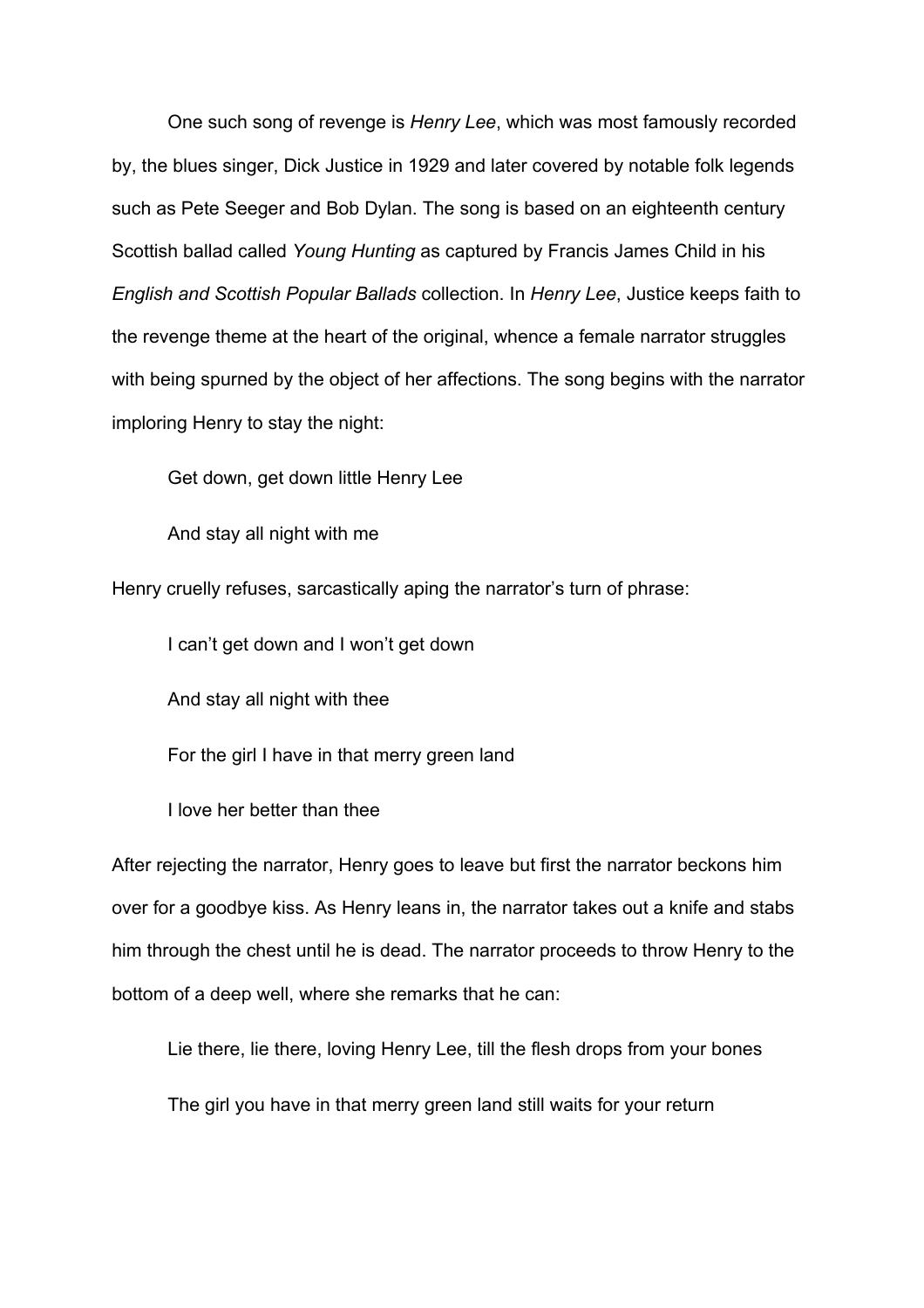One such song of revenge is *Henry Lee*, which was most famously recorded by, the blues singer, Dick Justice in 1929 and later covered by notable folk legends such as Pete Seeger and Bob Dylan. The song is based on an eighteenth century Scottish ballad called *Young Hunting* as captured by Francis James Child in his *English and Scottish Popular Ballads* collection. In *Henry Lee*, Justice keeps faith to the revenge theme at the heart of the original, whence a female narrator struggles with being spurned by the object of her affections. The song begins with the narrator imploring Henry to stay the night:

> Get down, get down little Henry Lee
>
> And stay all night with me

Henry cruelly refuses, sarcastically aping the narrator's turn of phrase:

> I can't get down and I won't get down
>
> And stay all night with thee
>
> For the girl I have in that merry green land
>
> I love her better than thee

After rejecting the narrator, Henry goes to leave but first the narrator beckons him over for a goodbye kiss. As Henry leans in, the narrator takes out a knife and stabs him through the chest until he is dead. The narrator proceeds to throw Henry to the bottom of a deep well, where she remarks that he can:

> Lie there, lie there, loving Henry Lee, till the flesh drops from your bones
>
> The girl you have in that merry green land still waits for your return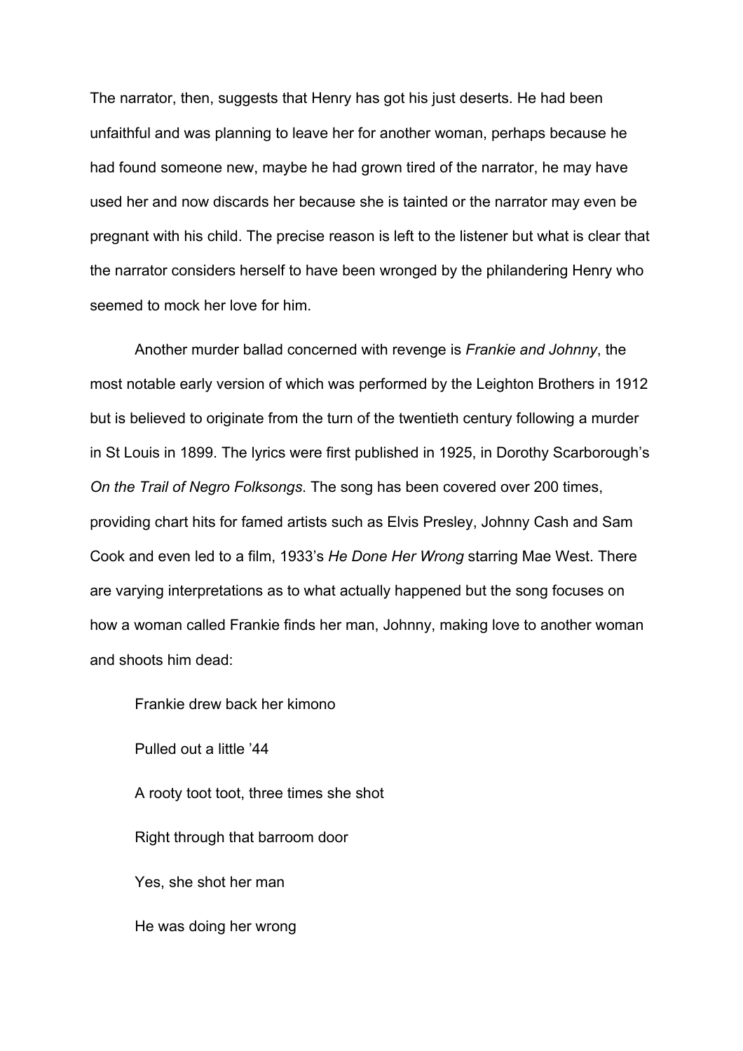The narrator, then, suggests that Henry has got his just deserts. He had been unfaithful and was planning to leave her for another woman, perhaps because he had found someone new, maybe he had grown tired of the narrator, he may have used her and now discards her because she is tainted or the narrator may even be pregnant with his child. The precise reason is left to the listener but what is clear that the narrator considers herself to have been wronged by the philandering Henry who seemed to mock her love for him.

Another murder ballad concerned with revenge is *Frankie and Johnny*, the most notable early version of which was performed by the Leighton Brothers in 1912 but is believed to originate from the turn of the twentieth century following a murder in St Louis in 1899. The lyrics were first published in 1925, in Dorothy Scarborough's *On the Trail of Negro Folksongs*. The song has been covered over 200 times, providing chart hits for famed artists such as Elvis Presley, Johnny Cash and Sam Cook and even led to a film, 1933's *He Done Her Wrong* starring Mae West. There are varying interpretations as to what actually happened but the song focuses on how a woman called Frankie finds her man, Johnny, making love to another woman and shoots him dead:

> Frankie drew back her kimono
>
> Pulled out a little '44
>
> A rooty toot toot, three times she shot
>
> Right through that barroom door
>
> Yes, she shot her man
>
> He was doing her wrong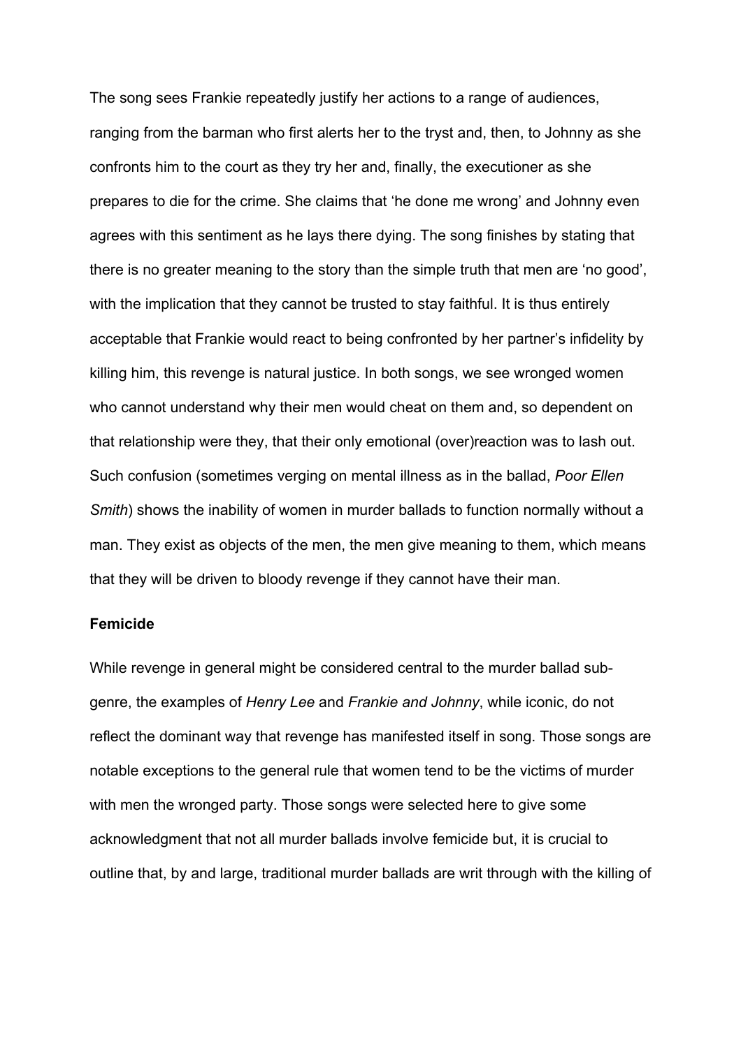The song sees Frankie repeatedly justify her actions to a range of audiences, ranging from the barman who first alerts her to the tryst and, then, to Johnny as she confronts him to the court as they try her and, finally, the executioner as she prepares to die for the crime. She claims that 'he done me wrong' and Johnny even agrees with this sentiment as he lays there dying. The song finishes by stating that there is no greater meaning to the story than the simple truth that men are 'no good', with the implication that they cannot be trusted to stay faithful. It is thus entirely acceptable that Frankie would react to being confronted by her partner's infidelity by killing him, this revenge is natural justice. In both songs, we see wronged women who cannot understand why their men would cheat on them and, so dependent on that relationship were they, that their only emotional (over)reaction was to lash out. Such confusion (sometimes verging on mental illness as in the ballad, *Poor Ellen Smith*) shows the inability of women in murder ballads to function normally without a man. They exist as objects of the men, the men give meaning to them, which means that they will be driven to bloody revenge if they cannot have their man.

**Femicide**

While revenge in general might be considered central to the murder ballad sub-genre, the examples of *Henry Lee* and *Frankie and Johnny*, while iconic, do not reflect the dominant way that revenge has manifested itself in song. Those songs are notable exceptions to the general rule that women tend to be the victims of murder with men the wronged party. Those songs were selected here to give some acknowledgment that not all murder ballads involve femicide but, it is crucial to outline that, by and large, traditional murder ballads are writ through with the killing of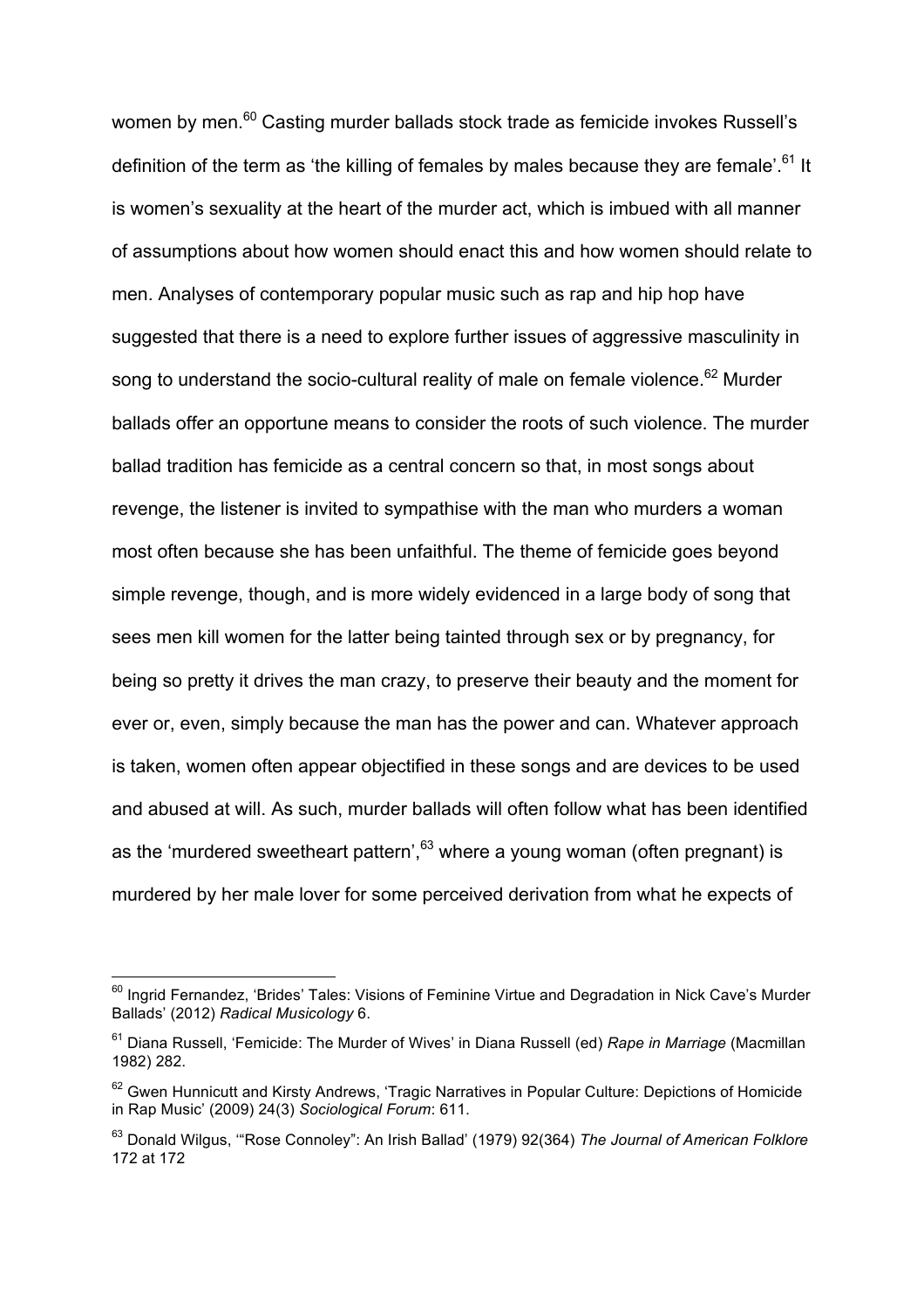women by men.[60] Casting murder ballads stock trade as femicide invokes Russell's definition of the term as 'the killing of females by males because they are female'.[61] It is women's sexuality at the heart of the murder act, which is imbued with all manner of assumptions about how women should enact this and how women should relate to men. Analyses of contemporary popular music such as rap and hip hop have suggested that there is a need to explore further issues of aggressive masculinity in song to understand the socio-cultural reality of male on female violence.[62] Murder ballads offer an opportune means to consider the roots of such violence. The murder ballad tradition has femicide as a central concern so that, in most songs about revenge, the listener is invited to sympathise with the man who murders a woman most often because she has been unfaithful. The theme of femicide goes beyond simple revenge, though, and is more widely evidenced in a large body of song that sees men kill women for the latter being tainted through sex or by pregnancy, for being so pretty it drives the man crazy, to preserve their beauty and the moment for ever or, even, simply because the man has the power and can. Whatever approach is taken, women often appear objectified in these songs and are devices to be used and abused at will. As such, murder ballads will often follow what has been identified as the 'murdered sweetheart pattern',[63] where a young woman (often pregnant) is murdered by her male lover for some perceived derivation from what he expects of

---

[60] Ingrid Fernandez, 'Brides' Tales: Visions of Feminine Virtue and Degradation in Nick Cave's Murder Ballads' (2012) *Radical Musicology* 6.

[61] Diana Russell, 'Femicide: The Murder of Wives' in Diana Russell (ed) *Rape in Marriage* (Macmillan 1982) 282.

[62] Gwen Hunnicutt and Kirsty Andrews, 'Tragic Narratives in Popular Culture: Depictions of Homicide in Rap Music' (2009) 24(3) *Sociological Forum*: 611.

[63] Donald Wilgus, '"Rose Connoley": An Irish Ballad' (1979) 92(364) *The Journal of American Folklore* 172 at 172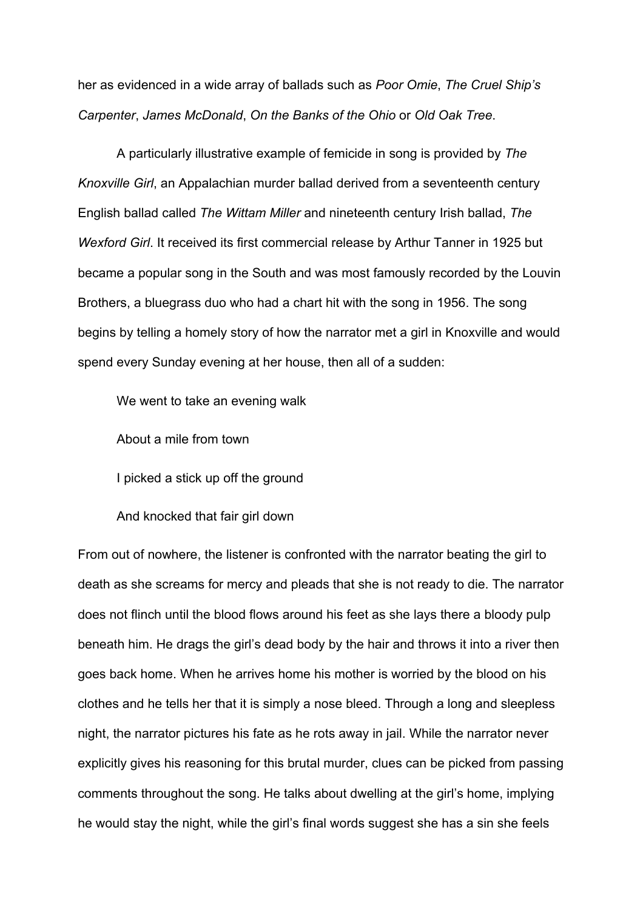her as evidenced in a wide array of ballads such as *Poor Omie*, *The Cruel Ship's Carpenter*, *James McDonald*, *On the Banks of the Ohio* or *Old Oak Tree*.

A particularly illustrative example of femicide in song is provided by *The Knoxville Girl*, an Appalachian murder ballad derived from a seventeenth century English ballad called *The Wittam Miller* and nineteenth century Irish ballad, *The Wexford Girl*. It received its first commercial release by Arthur Tanner in 1925 but became a popular song in the South and was most famously recorded by the Louvin Brothers, a bluegrass duo who had a chart hit with the song in 1956. The song begins by telling a homely story of how the narrator met a girl in Knoxville and would spend every Sunday evening at her house, then all of a sudden:

> We went to take an evening walk
>
> About a mile from town
>
> I picked a stick up off the ground
>
> And knocked that fair girl down

From out of nowhere, the listener is confronted with the narrator beating the girl to death as she screams for mercy and pleads that she is not ready to die. The narrator does not flinch until the blood flows around his feet as she lays there a bloody pulp beneath him. He drags the girl's dead body by the hair and throws it into a river then goes back home. When he arrives home his mother is worried by the blood on his clothes and he tells her that it is simply a nose bleed. Through a long and sleepless night, the narrator pictures his fate as he rots away in jail. While the narrator never explicitly gives his reasoning for this brutal murder, clues can be picked from passing comments throughout the song. He talks about dwelling at the girl's home, implying he would stay the night, while the girl's final words suggest she has a sin she feels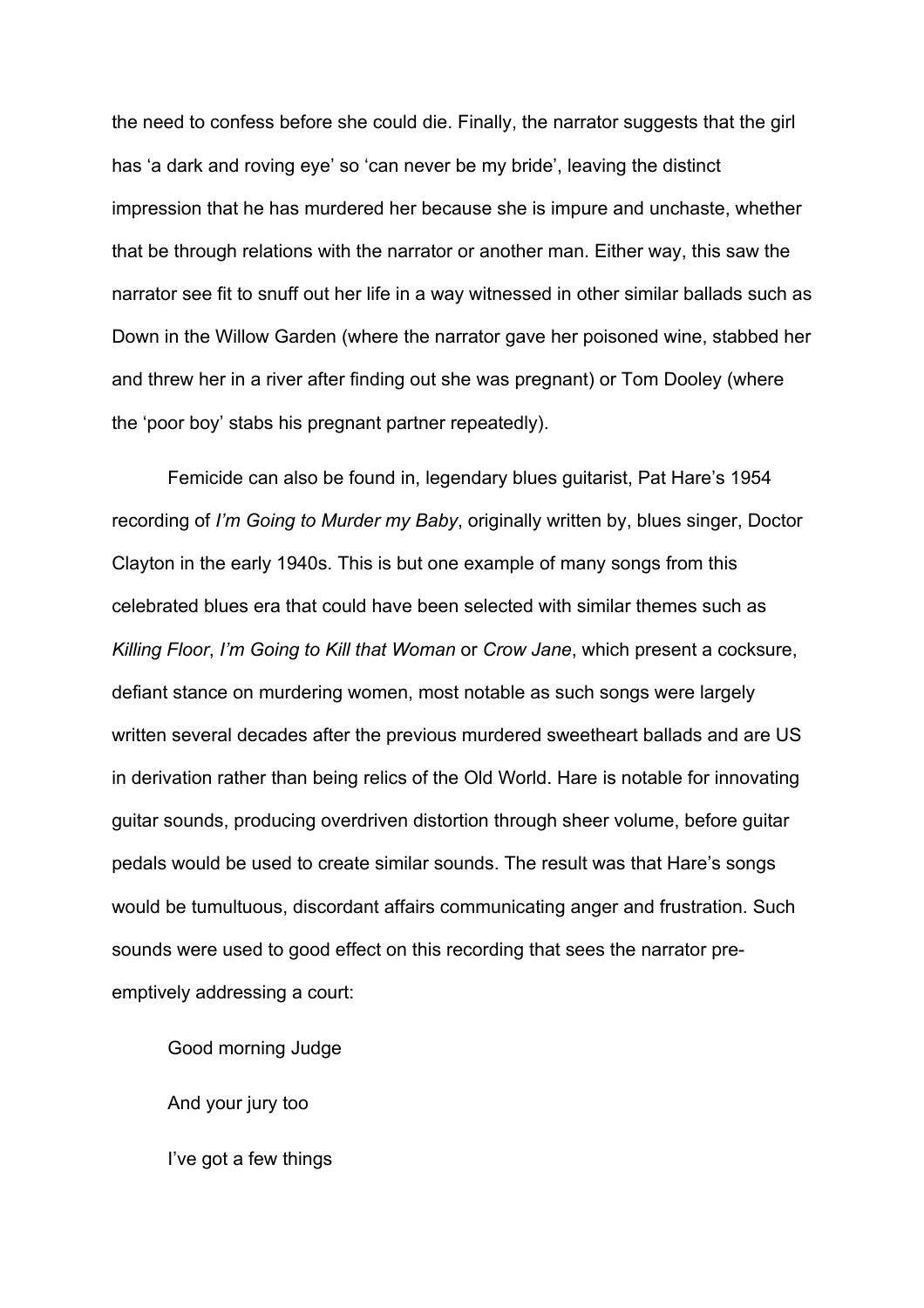the need to confess before she could die. Finally, the narrator suggests that the girl has 'a dark and roving eye' so 'can never be my bride', leaving the distinct impression that he has murdered her because she is impure and unchaste, whether that be through relations with the narrator or another man. Either way, this saw the narrator see fit to snuff out her life in a way witnessed in other similar ballads such as Down in the Willow Garden (where the narrator gave her poisoned wine, stabbed her and threw her in a river after finding out she was pregnant) or Tom Dooley (where the 'poor boy' stabs his pregnant partner repeatedly).

Femicide can also be found in, legendary blues guitarist, Pat Hare's 1954 recording of *I'm Going to Murder my Baby*, originally written by, blues singer, Doctor Clayton in the early 1940s. This is but one example of many songs from this celebrated blues era that could have been selected with similar themes such as *Killing Floor*, *I'm Going to Kill that Woman* or *Crow Jane*, which present a cocksure, defiant stance on murdering women, most notable as such songs were largely written several decades after the previous murdered sweetheart ballads and are US in derivation rather than being relics of the Old World. Hare is notable for innovating guitar sounds, producing overdriven distortion through sheer volume, before guitar pedals would be used to create similar sounds. The result was that Hare's songs would be tumultuous, discordant affairs communicating anger and frustration. Such sounds were used to good effect on this recording that sees the narrator pre-emptively addressing a court:

> Good morning Judge
>
> And your jury too
>
> I've got a few things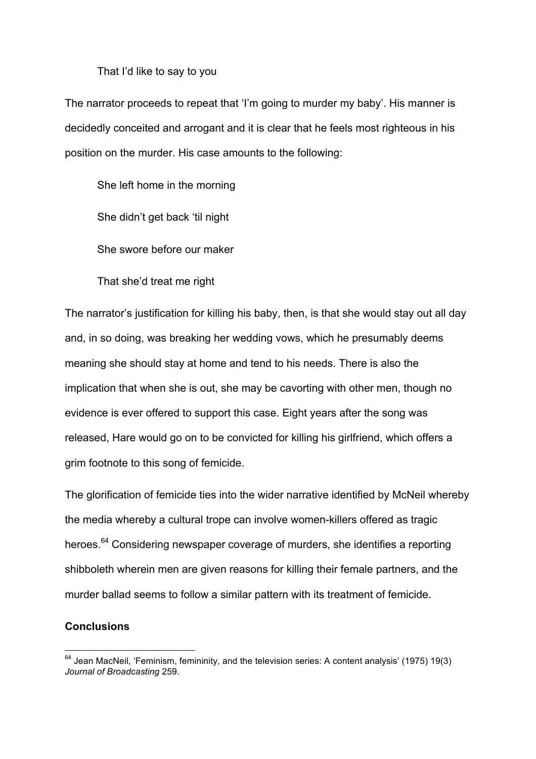That I'd like to say to you

The narrator proceeds to repeat that 'I'm going to murder my baby'. His manner is decidedly conceited and arrogant and it is clear that he feels most righteous in his position on the murder. His case amounts to the following:

She left home in the morning

She didn't get back 'til night

She swore before our maker

That she'd treat me right

The narrator's justification for killing his baby, then, is that she would stay out all day and, in so doing, was breaking her wedding vows, which he presumably deems meaning she should stay at home and tend to his needs. There is also the implication that when she is out, she may be cavorting with other men, though no evidence is ever offered to support this case. Eight years after the song was released, Hare would go on to be convicted for killing his girlfriend, which offers a grim footnote to this song of femicide.

The glorification of femicide ties into the wider narrative identified by McNeil whereby the media whereby a cultural trope can involve women-killers offered as tragic heroes.[64] Considering newspaper coverage of murders, she identifies a reporting shibboleth wherein men are given reasons for killing their female partners, and the murder ballad seems to follow a similar pattern with its treatment of femicide.

**Conclusions**

[64] Jean MacNeil, 'Feminism, femininity, and the television series: A content analysis' (1975) 19(3) *Journal of Broadcasting* 259.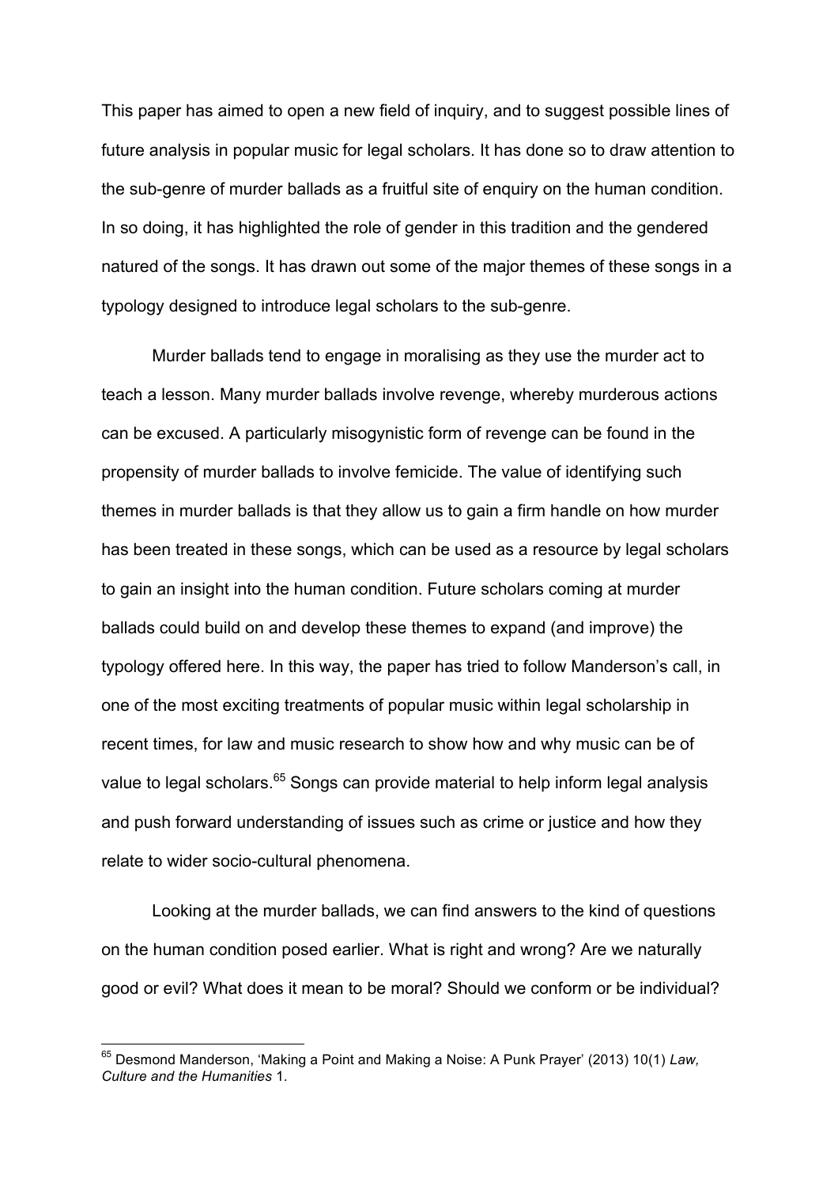This paper has aimed to open a new field of inquiry, and to suggest possible lines of future analysis in popular music for legal scholars. It has done so to draw attention to the sub-genre of murder ballads as a fruitful site of enquiry on the human condition. In so doing, it has highlighted the role of gender in this tradition and the gendered natured of the songs. It has drawn out some of the major themes of these songs in a typology designed to introduce legal scholars to the sub-genre.

Murder ballads tend to engage in moralising as they use the murder act to teach a lesson. Many murder ballads involve revenge, whereby murderous actions can be excused. A particularly misogynistic form of revenge can be found in the propensity of murder ballads to involve femicide. The value of identifying such themes in murder ballads is that they allow us to gain a firm handle on how murder has been treated in these songs, which can be used as a resource by legal scholars to gain an insight into the human condition. Future scholars coming at murder ballads could build on and develop these themes to expand (and improve) the typology offered here. In this way, the paper has tried to follow Manderson's call, in one of the most exciting treatments of popular music within legal scholarship in recent times, for law and music research to show how and why music can be of value to legal scholars.[65] Songs can provide material to help inform legal analysis and push forward understanding of issues such as crime or justice and how they relate to wider socio-cultural phenomena.

Looking at the murder ballads, we can find answers to the kind of questions on the human condition posed earlier. What is right and wrong? Are we naturally good or evil? What does it mean to be moral? Should we conform or be individual?

---

[65] Desmond Manderson, 'Making a Point and Making a Noise: A Punk Prayer' (2013) 10(1) *Law, Culture and the Humanities* 1.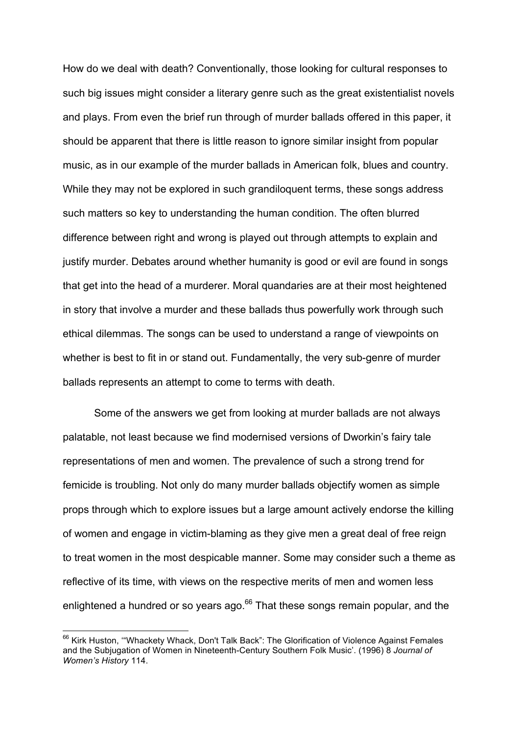How do we deal with death? Conventionally, those looking for cultural responses to such big issues might consider a literary genre such as the great existentialist novels and plays. From even the brief run through of murder ballads offered in this paper, it should be apparent that there is little reason to ignore similar insight from popular music, as in our example of the murder ballads in American folk, blues and country. While they may not be explored in such grandiloquent terms, these songs address such matters so key to understanding the human condition. The often blurred difference between right and wrong is played out through attempts to explain and justify murder. Debates around whether humanity is good or evil are found in songs that get into the head of a murderer. Moral quandaries are at their most heightened in story that involve a murder and these ballads thus powerfully work through such ethical dilemmas. The songs can be used to understand a range of viewpoints on whether is best to fit in or stand out. Fundamentally, the very sub-genre of murder ballads represents an attempt to come to terms with death.

Some of the answers we get from looking at murder ballads are not always palatable, not least because we find modernised versions of Dworkin's fairy tale representations of men and women. The prevalence of such a strong trend for femicide is troubling. Not only do many murder ballads objectify women as simple props through which to explore issues but a large amount actively endorse the killing of women and engage in victim-blaming as they give men a great deal of free reign to treat women in the most despicable manner. Some may consider such a theme as reflective of its time, with views on the respective merits of men and women less enlightened a hundred or so years ago.[66] That these songs remain popular, and the

[66] Kirk Huston, '"Whackety Whack, Don't Talk Back": The Glorification of Violence Against Females and the Subjugation of Women in Nineteenth-Century Southern Folk Music'. (1996) 8 *Journal of Women's History* 114.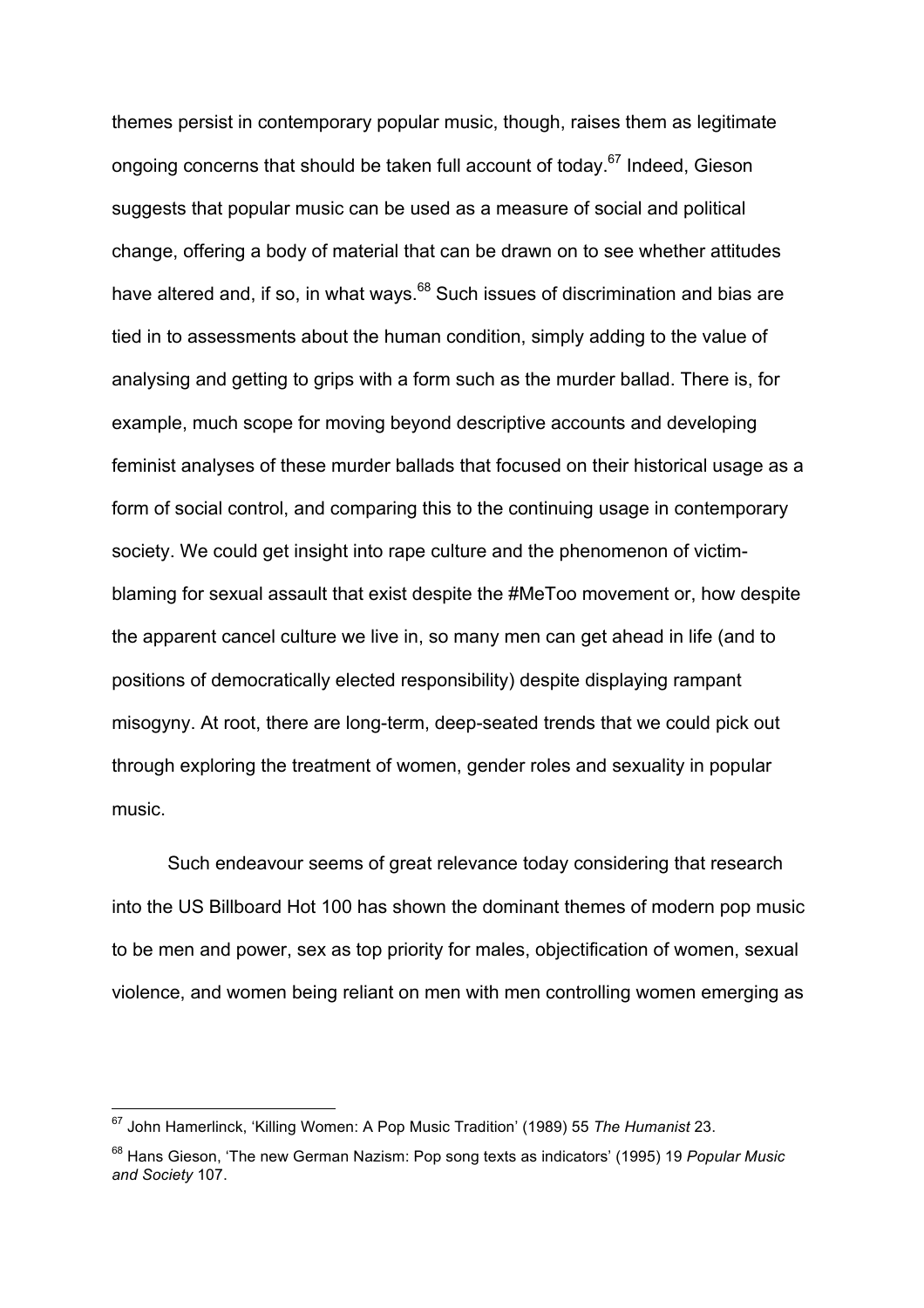themes persist in contemporary popular music, though, raises them as legitimate ongoing concerns that should be taken full account of today.[67] Indeed, Gieson suggests that popular music can be used as a measure of social and political change, offering a body of material that can be drawn on to see whether attitudes have altered and, if so, in what ways.[68] Such issues of discrimination and bias are tied in to assessments about the human condition, simply adding to the value of analysing and getting to grips with a form such as the murder ballad. There is, for example, much scope for moving beyond descriptive accounts and developing feminist analyses of these murder ballads that focused on their historical usage as a form of social control, and comparing this to the continuing usage in contemporary society. We could get insight into rape culture and the phenomenon of victim-blaming for sexual assault that exist despite the #MeToo movement or, how despite the apparent cancel culture we live in, so many men can get ahead in life (and to positions of democratically elected responsibility) despite displaying rampant misogyny. At root, there are long-term, deep-seated trends that we could pick out through exploring the treatment of women, gender roles and sexuality in popular music.

Such endeavour seems of great relevance today considering that research into the US Billboard Hot 100 has shown the dominant themes of modern pop music to be men and power, sex as top priority for males, objectification of women, sexual violence, and women being reliant on men with men controlling women emerging as

---

[67] John Hamerlinck, 'Killing Women: A Pop Music Tradition' (1989) 55 *The Humanist* 23.

[68] Hans Gieson, 'The new German Nazism: Pop song texts as indicators' (1995) 19 *Popular Music and Society* 107.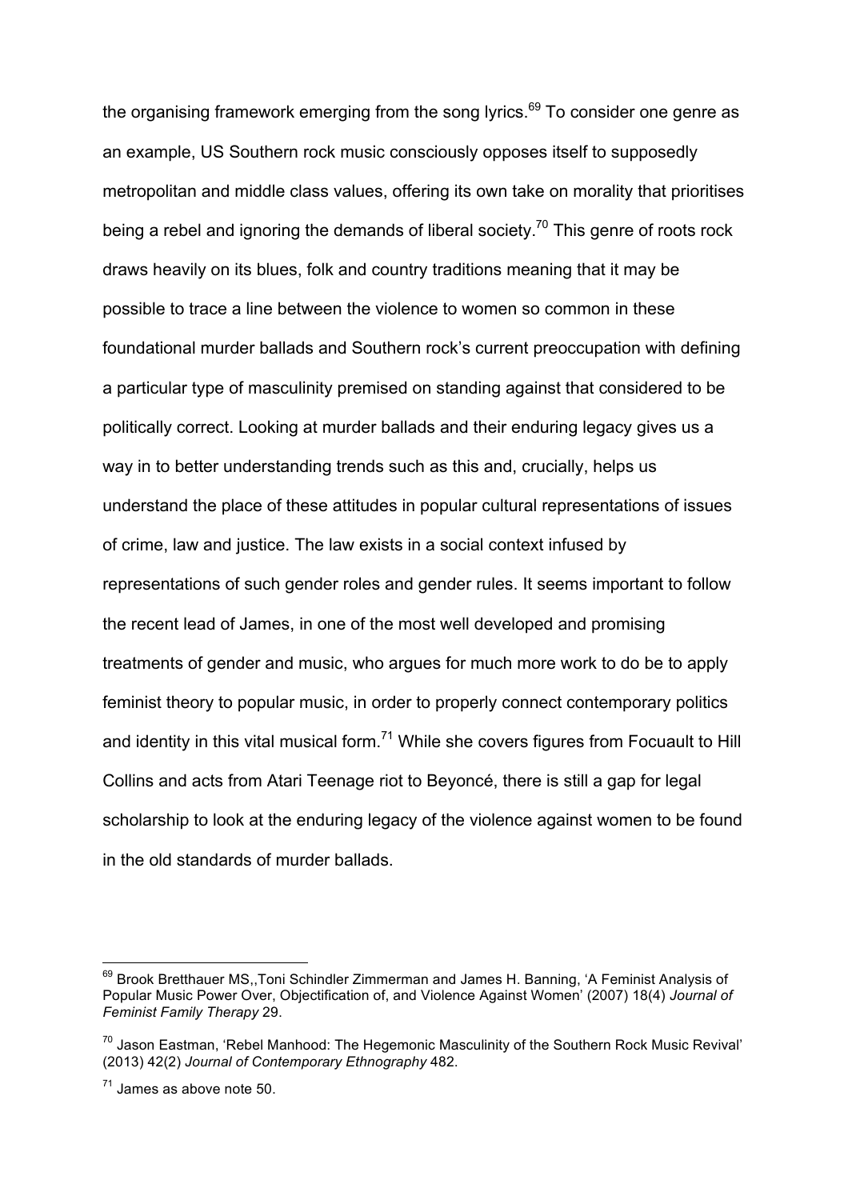the organising framework emerging from the song lyrics.[69] To consider one genre as an example, US Southern rock music consciously opposes itself to supposedly metropolitan and middle class values, offering its own take on morality that prioritises being a rebel and ignoring the demands of liberal society.[70] This genre of roots rock draws heavily on its blues, folk and country traditions meaning that it may be possible to trace a line between the violence to women so common in these foundational murder ballads and Southern rock's current preoccupation with defining a particular type of masculinity premised on standing against that considered to be politically correct. Looking at murder ballads and their enduring legacy gives us a way in to better understanding trends such as this and, crucially, helps us understand the place of these attitudes in popular cultural representations of issues of crime, law and justice. The law exists in a social context infused by representations of such gender roles and gender rules. It seems important to follow the recent lead of James, in one of the most well developed and promising treatments of gender and music, who argues for much more work to do be to apply feminist theory to popular music, in order to properly connect contemporary politics and identity in this vital musical form.[71] While she covers figures from Focuault to Hill Collins and acts from Atari Teenage riot to Beyoncé, there is still a gap for legal scholarship to look at the enduring legacy of the violence against women to be found in the old standards of murder ballads.

---

[69] Brook Bretthauer MS,,Toni Schindler Zimmerman and James H. Banning, 'A Feminist Analysis of Popular Music Power Over, Objectification of, and Violence Against Women' (2007) 18(4) *Journal of Feminist Family Therapy* 29.

[70] Jason Eastman, 'Rebel Manhood: The Hegemonic Masculinity of the Southern Rock Music Revival' (2013) 42(2) *Journal of Contemporary Ethnography* 482.

[71] James as above note 50.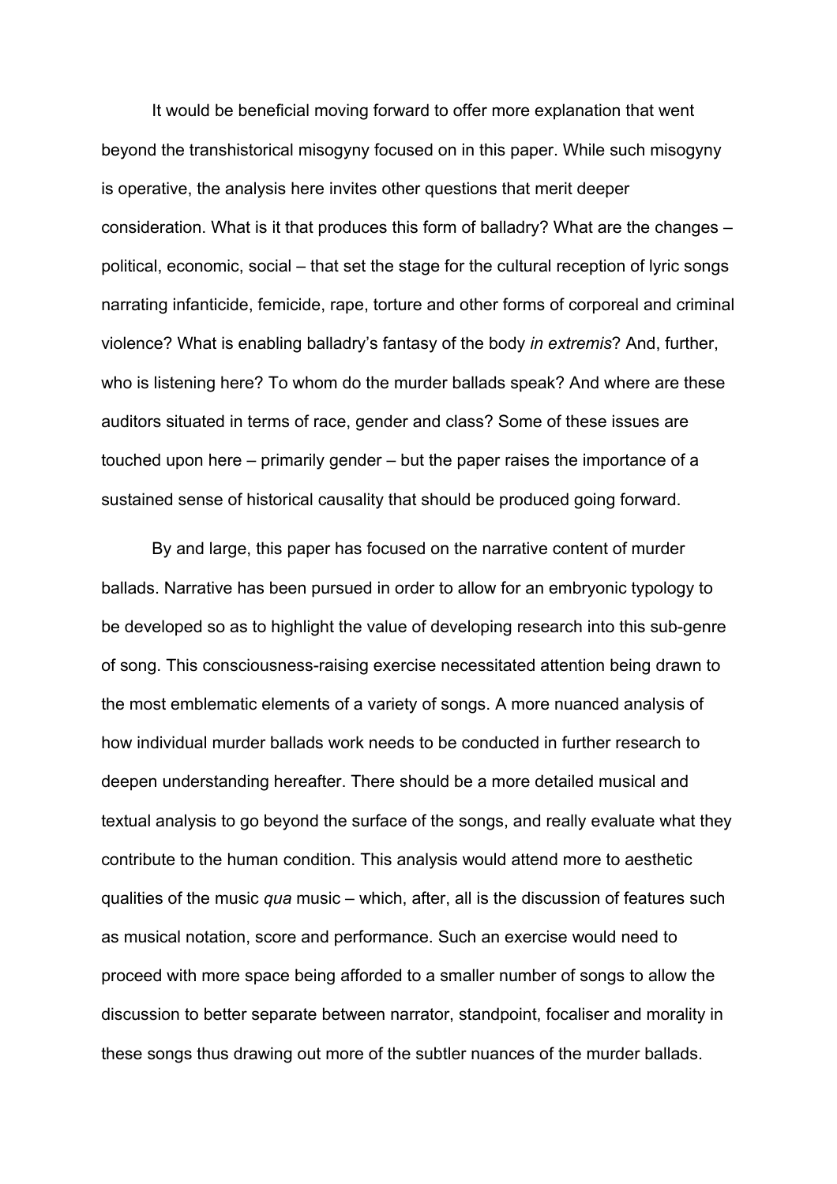It would be beneficial moving forward to offer more explanation that went beyond the transhistorical misogyny focused on in this paper. While such misogyny is operative, the analysis here invites other questions that merit deeper consideration. What is it that produces this form of balladry? What are the changes – political, economic, social – that set the stage for the cultural reception of lyric songs narrating infanticide, femicide, rape, torture and other forms of corporeal and criminal violence? What is enabling balladry's fantasy of the body *in extremis*? And, further, who is listening here? To whom do the murder ballads speak? And where are these auditors situated in terms of race, gender and class? Some of these issues are touched upon here – primarily gender – but the paper raises the importance of a sustained sense of historical causality that should be produced going forward.

By and large, this paper has focused on the narrative content of murder ballads. Narrative has been pursued in order to allow for an embryonic typology to be developed so as to highlight the value of developing research into this sub-genre of song. This consciousness-raising exercise necessitated attention being drawn to the most emblematic elements of a variety of songs. A more nuanced analysis of how individual murder ballads work needs to be conducted in further research to deepen understanding hereafter. There should be a more detailed musical and textual analysis to go beyond the surface of the songs, and really evaluate what they contribute to the human condition. This analysis would attend more to aesthetic qualities of the music *qua* music – which, after, all is the discussion of features such as musical notation, score and performance. Such an exercise would need to proceed with more space being afforded to a smaller number of songs to allow the discussion to better separate between narrator, standpoint, focaliser and morality in these songs thus drawing out more of the subtler nuances of the murder ballads.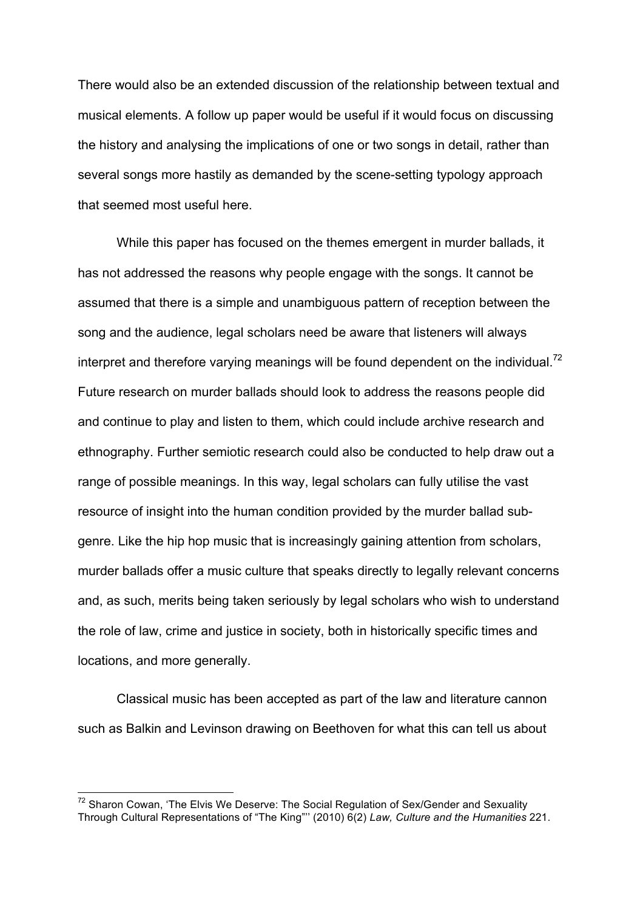There would also be an extended discussion of the relationship between textual and musical elements. A follow up paper would be useful if it would focus on discussing the history and analysing the implications of one or two songs in detail, rather than several songs more hastily as demanded by the scene-setting typology approach that seemed most useful here.

While this paper has focused on the themes emergent in murder ballads, it has not addressed the reasons why people engage with the songs. It cannot be assumed that there is a simple and unambiguous pattern of reception between the song and the audience, legal scholars need be aware that listeners will always interpret and therefore varying meanings will be found dependent on the individual.[72] Future research on murder ballads should look to address the reasons people did and continue to play and listen to them, which could include archive research and ethnography. Further semiotic research could also be conducted to help draw out a range of possible meanings. In this way, legal scholars can fully utilise the vast resource of insight into the human condition provided by the murder ballad sub-genre. Like the hip hop music that is increasingly gaining attention from scholars, murder ballads offer a music culture that speaks directly to legally relevant concerns and, as such, merits being taken seriously by legal scholars who wish to understand the role of law, crime and justice in society, both in historically specific times and locations, and more generally.

Classical music has been accepted as part of the law and literature cannon such as Balkin and Levinson drawing on Beethoven for what this can tell us about

---

[72] Sharon Cowan, 'The Elvis We Deserve: The Social Regulation of Sex/Gender and Sexuality Through Cultural Representations of "The King"' (2010) 6(2) *Law, Culture and the Humanities* 221.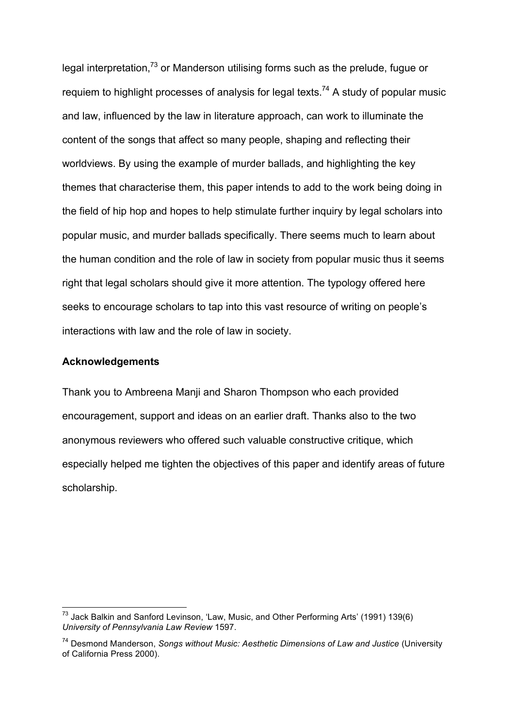legal interpretation,[73] or Manderson utilising forms such as the prelude, fugue or requiem to highlight processes of analysis for legal texts.[74] A study of popular music and law, influenced by the law in literature approach, can work to illuminate the content of the songs that affect so many people, shaping and reflecting their worldviews. By using the example of murder ballads, and highlighting the key themes that characterise them, this paper intends to add to the work being doing in the field of hip hop and hopes to help stimulate further inquiry by legal scholars into popular music, and murder ballads specifically. There seems much to learn about the human condition and the role of law in society from popular music thus it seems right that legal scholars should give it more attention. The typology offered here seeks to encourage scholars to tap into this vast resource of writing on people's interactions with law and the role of law in society.

**Acknowledgements**

Thank you to Ambreena Manji and Sharon Thompson who each provided encouragement, support and ideas on an earlier draft. Thanks also to the two anonymous reviewers who offered such valuable constructive critique, which especially helped me tighten the objectives of this paper and identify areas of future scholarship.

[73] Jack Balkin and Sanford Levinson, 'Law, Music, and Other Performing Arts' (1991) 139(6) *University of Pennsylvania Law Review* 1597.

[74] Desmond Manderson, *Songs without Music: Aesthetic Dimensions of Law and Justice* (University of California Press 2000).